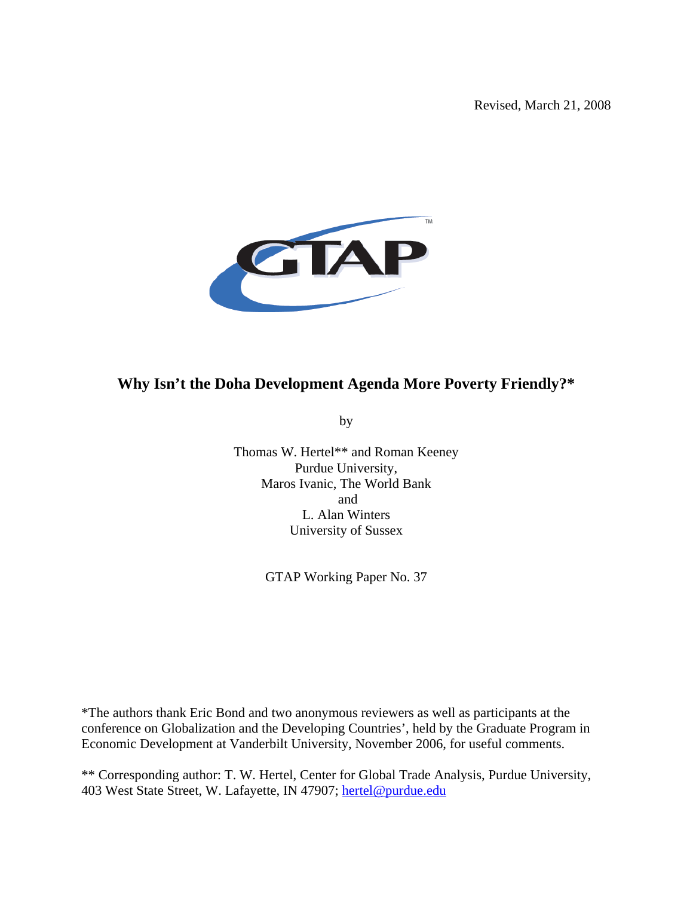Revised, March 21, 2008

# Why Isn't the Doha Development Agenda More Poverty Friendly?*

by

Thomas W. Hertel** and Roman Keeney
Purdue University,
Maros Ivanic, The World Bank
and
L. Alan Winters
University of Sussex

GTAP Working Paper No. 37

*The authors thank Eric Bond and two anonymous reviewers as well as participants at the conference on Globalization and the Developing Countries', held by the Graduate Program in Economic Development at Vanderbilt University, November 2006, for useful comments.

** Corresponding author: T. W. Hertel, Center for Global Trade Analysis, Purdue University, 403 West State Street, W. Lafayette, IN 47907; hertel@purdue.edu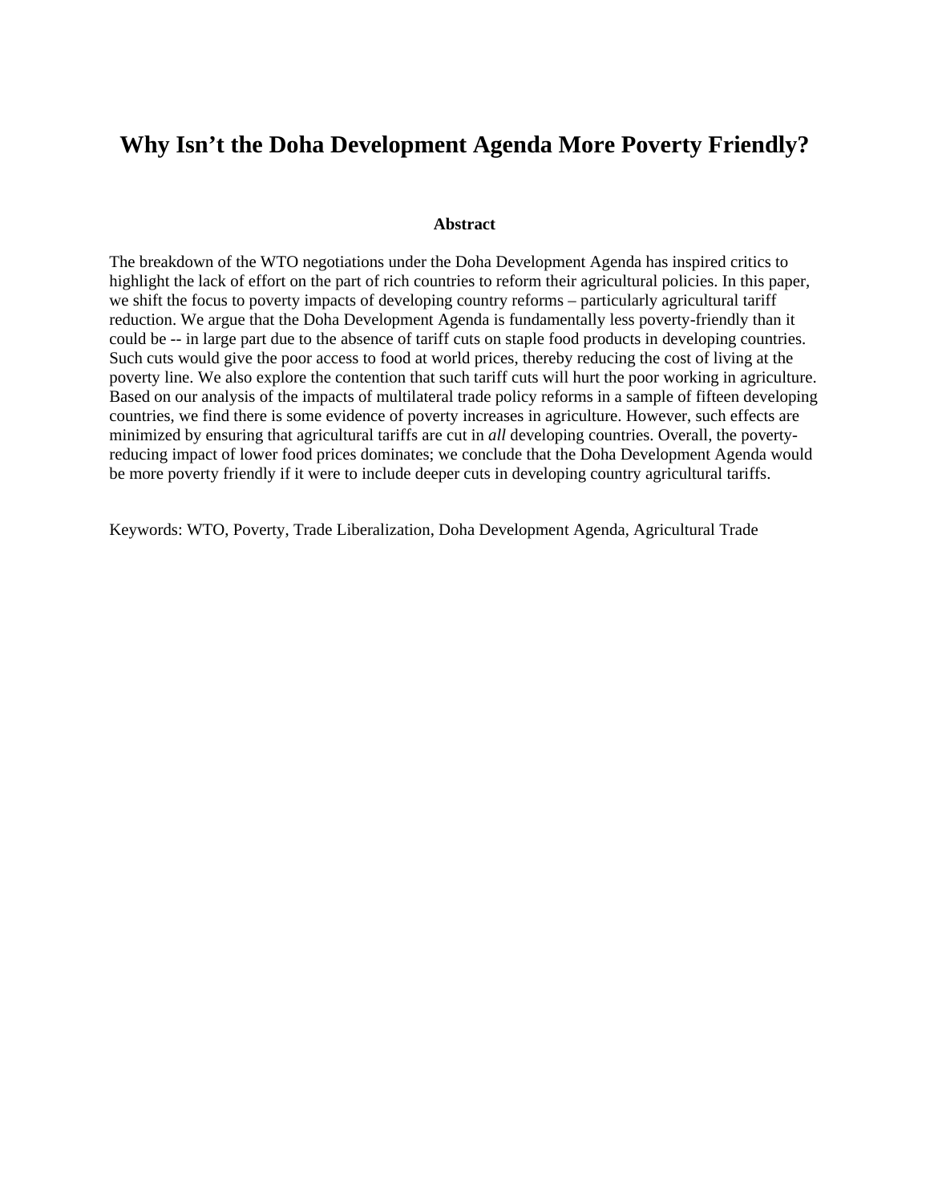# Why Isn't the Doha Development Agenda More Poverty Friendly?

### Abstract

The breakdown of the WTO negotiations under the Doha Development Agenda has inspired critics to highlight the lack of effort on the part of rich countries to reform their agricultural policies. In this paper, we shift the focus to poverty impacts of developing country reforms – particularly agricultural tariff reduction. We argue that the Doha Development Agenda is fundamentally less poverty-friendly than it could be -- in large part due to the absence of tariff cuts on staple food products in developing countries. Such cuts would give the poor access to food at world prices, thereby reducing the cost of living at the poverty line. We also explore the contention that such tariff cuts will hurt the poor working in agriculture. Based on our analysis of the impacts of multilateral trade policy reforms in a sample of fifteen developing countries, we find there is some evidence of poverty increases in agriculture. However, such effects are minimized by ensuring that agricultural tariffs are cut in *all* developing countries. Overall, the poverty-reducing impact of lower food prices dominates; we conclude that the Doha Development Agenda would be more poverty friendly if it were to include deeper cuts in developing country agricultural tariffs.

Keywords: WTO, Poverty, Trade Liberalization, Doha Development Agenda, Agricultural Trade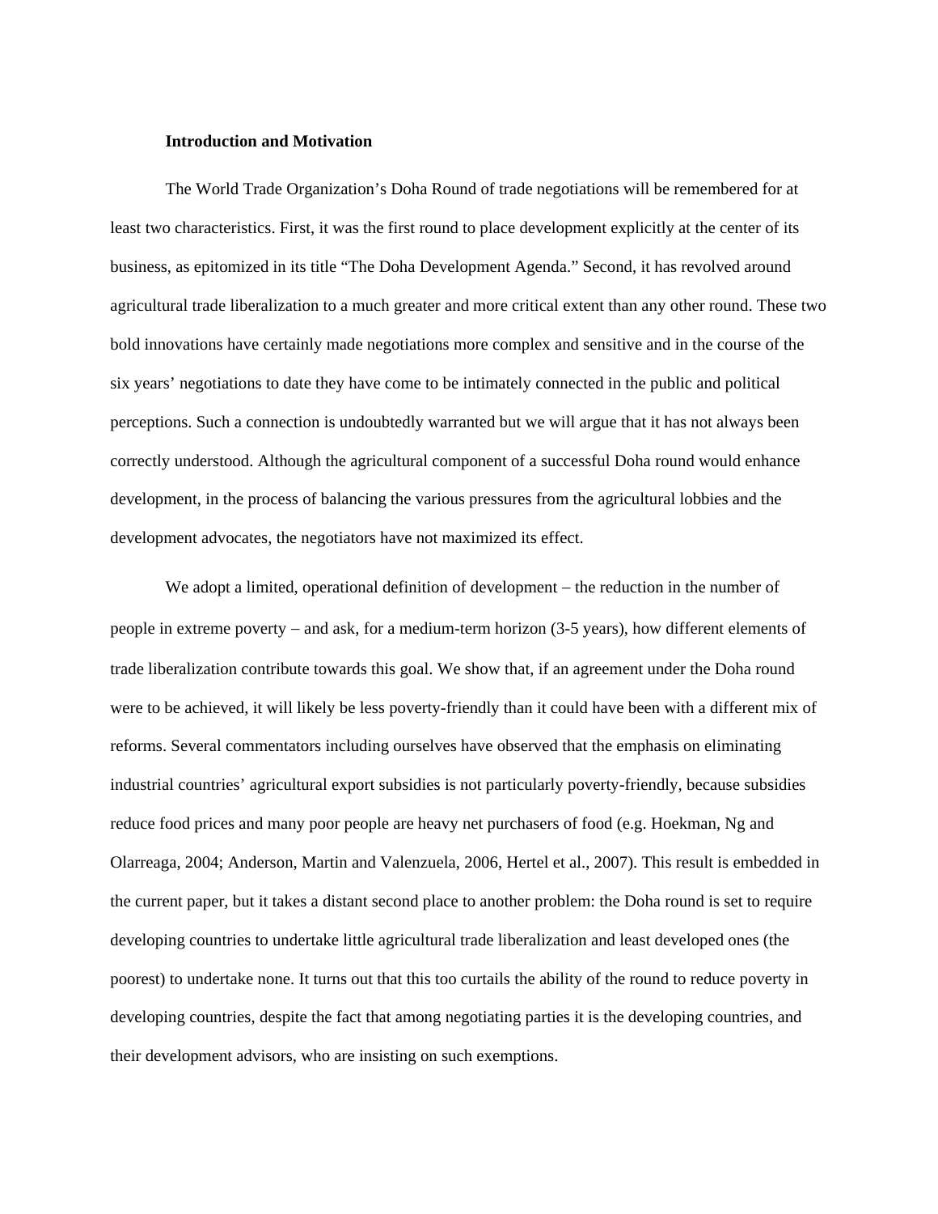**Introduction and Motivation**

The World Trade Organization's Doha Round of trade negotiations will be remembered for at least two characteristics. First, it was the first round to place development explicitly at the center of its business, as epitomized in its title "The Doha Development Agenda." Second, it has revolved around agricultural trade liberalization to a much greater and more critical extent than any other round. These two bold innovations have certainly made negotiations more complex and sensitive and in the course of the six years' negotiations to date they have come to be intimately connected in the public and political perceptions. Such a connection is undoubtedly warranted but we will argue that it has not always been correctly understood. Although the agricultural component of a successful Doha round would enhance development, in the process of balancing the various pressures from the agricultural lobbies and the development advocates, the negotiators have not maximized its effect.

We adopt a limited, operational definition of development – the reduction in the number of people in extreme poverty – and ask, for a medium-term horizon (3-5 years), how different elements of trade liberalization contribute towards this goal. We show that, if an agreement under the Doha round were to be achieved, it will likely be less poverty-friendly than it could have been with a different mix of reforms. Several commentators including ourselves have observed that the emphasis on eliminating industrial countries' agricultural export subsidies is not particularly poverty-friendly, because subsidies reduce food prices and many poor people are heavy net purchasers of food (e.g. Hoekman, Ng and Olarreaga, 2004; Anderson, Martin and Valenzuela, 2006, Hertel et al., 2007). This result is embedded in the current paper, but it takes a distant second place to another problem: the Doha round is set to require developing countries to undertake little agricultural trade liberalization and least developed ones (the poorest) to undertake none. It turns out that this too curtails the ability of the round to reduce poverty in developing countries, despite the fact that among negotiating parties it is the developing countries, and their development advisors, who are insisting on such exemptions.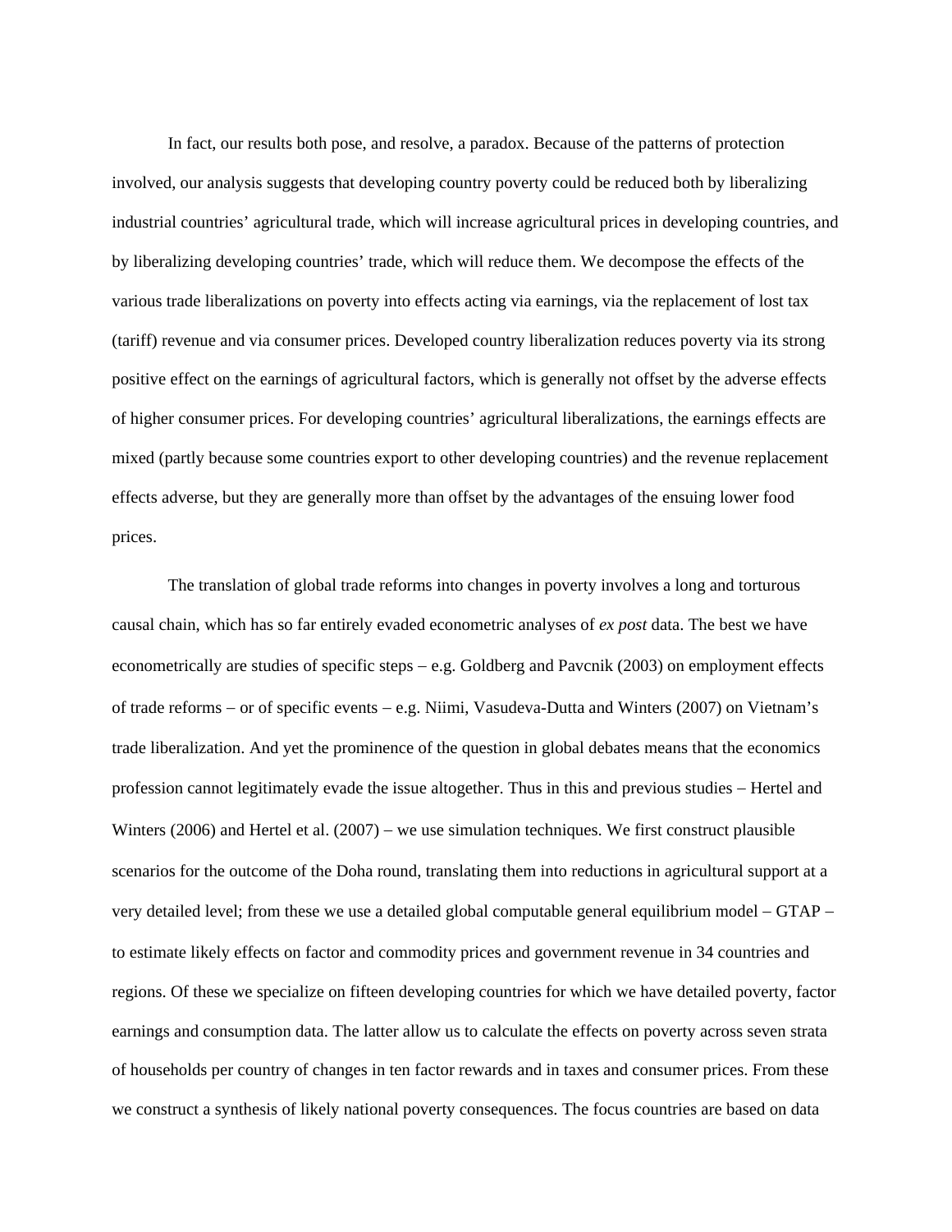In fact, our results both pose, and resolve, a paradox. Because of the patterns of protection involved, our analysis suggests that developing country poverty could be reduced both by liberalizing industrial countries' agricultural trade, which will increase agricultural prices in developing countries, and by liberalizing developing countries' trade, which will reduce them. We decompose the effects of the various trade liberalizations on poverty into effects acting via earnings, via the replacement of lost tax (tariff) revenue and via consumer prices. Developed country liberalization reduces poverty via its strong positive effect on the earnings of agricultural factors, which is generally not offset by the adverse effects of higher consumer prices. For developing countries' agricultural liberalizations, the earnings effects are mixed (partly because some countries export to other developing countries) and the revenue replacement effects adverse, but they are generally more than offset by the advantages of the ensuing lower food prices.

The translation of global trade reforms into changes in poverty involves a long and torturous causal chain, which has so far entirely evaded econometric analyses of *ex post* data. The best we have econometrically are studies of specific steps – e.g. Goldberg and Pavcnik (2003) on employment effects of trade reforms – or of specific events – e.g. Niimi, Vasudeva-Dutta and Winters (2007) on Vietnam's trade liberalization. And yet the prominence of the question in global debates means that the economics profession cannot legitimately evade the issue altogether. Thus in this and previous studies – Hertel and Winters (2006) and Hertel et al. (2007) – we use simulation techniques. We first construct plausible scenarios for the outcome of the Doha round, translating them into reductions in agricultural support at a very detailed level; from these we use a detailed global computable general equilibrium model – GTAP – to estimate likely effects on factor and commodity prices and government revenue in 34 countries and regions. Of these we specialize on fifteen developing countries for which we have detailed poverty, factor earnings and consumption data. The latter allow us to calculate the effects on poverty across seven strata of households per country of changes in ten factor rewards and in taxes and consumer prices. From these we construct a synthesis of likely national poverty consequences. The focus countries are based on data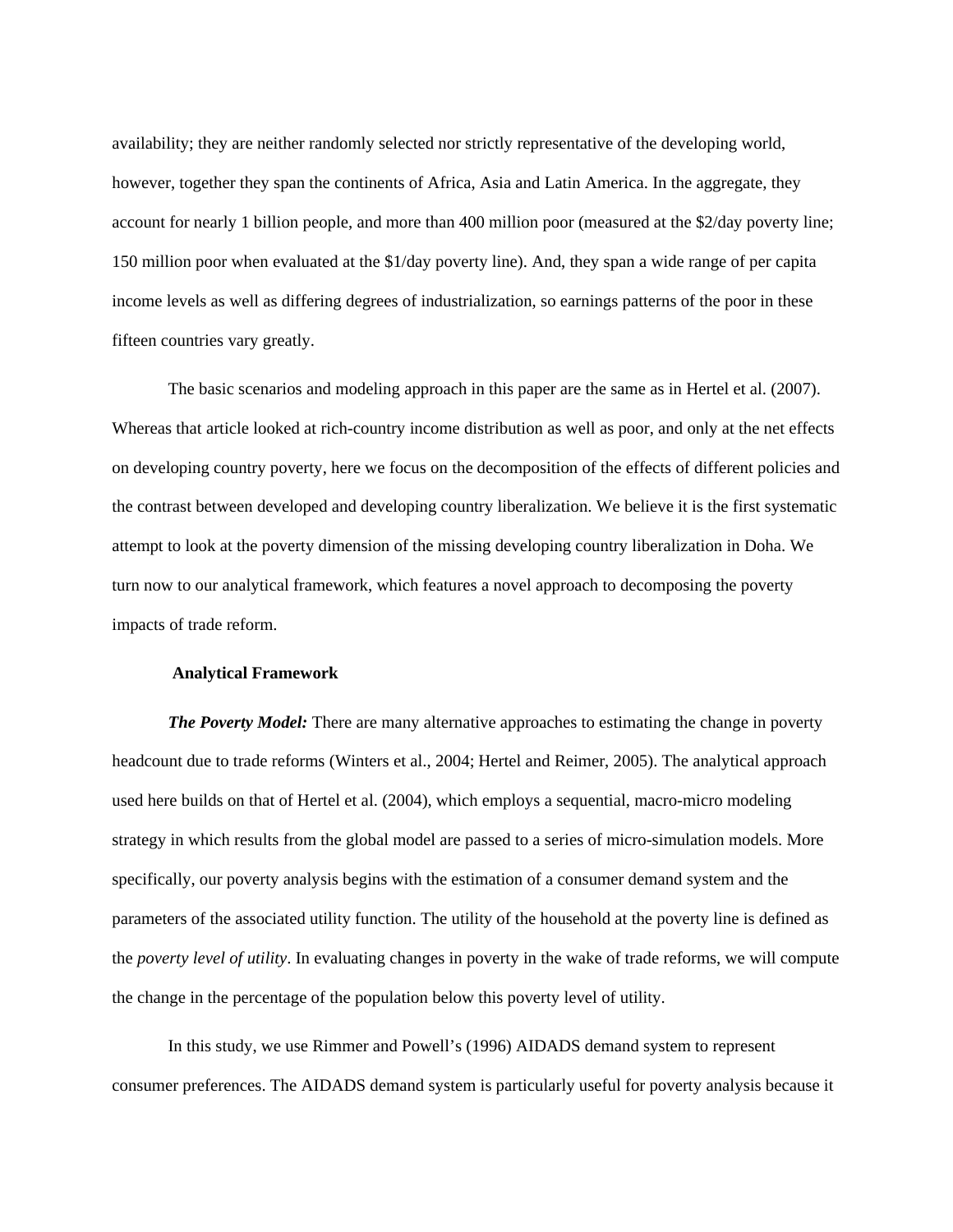availability; they are neither randomly selected nor strictly representative of the developing world, however, together they span the continents of Africa, Asia and Latin America. In the aggregate, they account for nearly 1 billion people, and more than 400 million poor (measured at the $2/day poverty line; 150 million poor when evaluated at the $1/day poverty line). And, they span a wide range of per capita income levels as well as differing degrees of industrialization, so earnings patterns of the poor in these fifteen countries vary greatly.

The basic scenarios and modeling approach in this paper are the same as in Hertel et al. (2007). Whereas that article looked at rich-country income distribution as well as poor, and only at the net effects on developing country poverty, here we focus on the decomposition of the effects of different policies and the contrast between developed and developing country liberalization. We believe it is the first systematic attempt to look at the poverty dimension of the missing developing country liberalization in Doha. We turn now to our analytical framework, which features a novel approach to decomposing the poverty impacts of trade reform.

## Analytical Framework

***The Poverty Model:*** There are many alternative approaches to estimating the change in poverty headcount due to trade reforms (Winters et al., 2004; Hertel and Reimer, 2005). The analytical approach used here builds on that of Hertel et al. (2004), which employs a sequential, macro-micro modeling strategy in which results from the global model are passed to a series of micro-simulation models. More specifically, our poverty analysis begins with the estimation of a consumer demand system and the parameters of the associated utility function. The utility of the household at the poverty line is defined as the *poverty level of utility*. In evaluating changes in poverty in the wake of trade reforms, we will compute the change in the percentage of the population below this poverty level of utility.

In this study, we use Rimmer and Powell's (1996) AIDADS demand system to represent consumer preferences. The AIDADS demand system is particularly useful for poverty analysis because it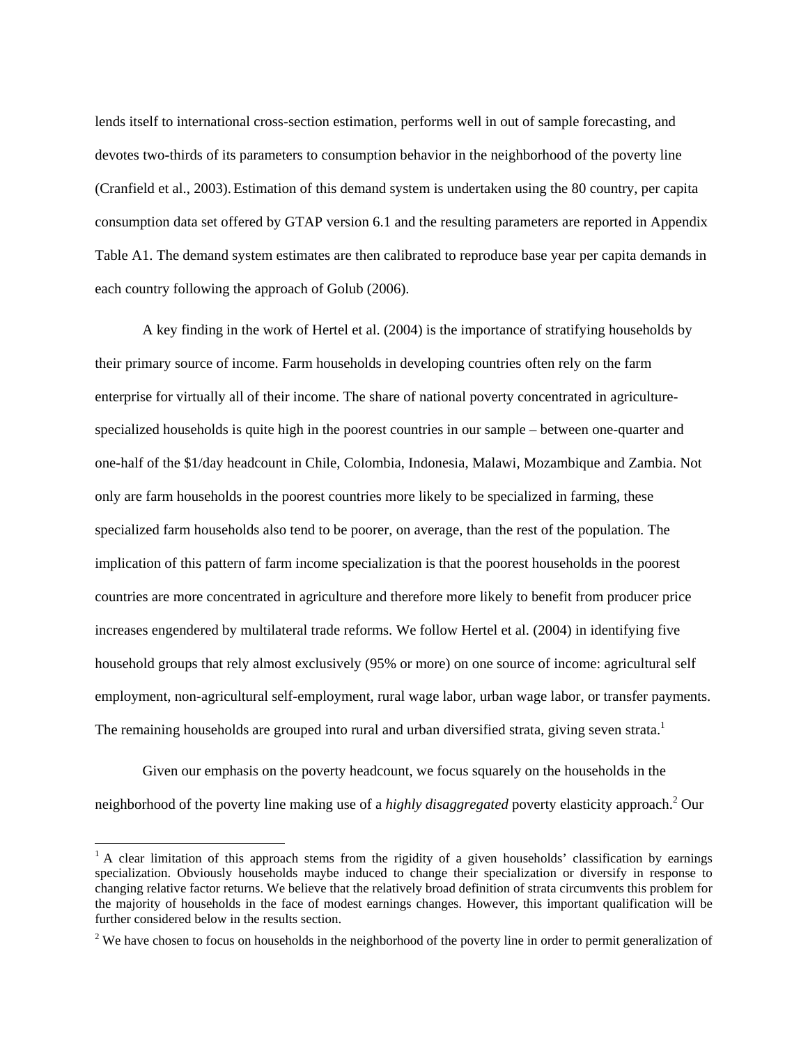lends itself to international cross-section estimation, performs well in out of sample forecasting, and devotes two-thirds of its parameters to consumption behavior in the neighborhood of the poverty line (Cranfield et al., 2003). Estimation of this demand system is undertaken using the 80 country, per capita consumption data set offered by GTAP version 6.1 and the resulting parameters are reported in Appendix Table A1. The demand system estimates are then calibrated to reproduce base year per capita demands in each country following the approach of Golub (2006).

A key finding in the work of Hertel et al. (2004) is the importance of stratifying households by their primary source of income. Farm households in developing countries often rely on the farm enterprise for virtually all of their income. The share of national poverty concentrated in agriculture-specialized households is quite high in the poorest countries in our sample – between one-quarter and one-half of the $1/day headcount in Chile, Colombia, Indonesia, Malawi, Mozambique and Zambia. Not only are farm households in the poorest countries more likely to be specialized in farming, these specialized farm households also tend to be poorer, on average, than the rest of the population. The implication of this pattern of farm income specialization is that the poorest households in the poorest countries are more concentrated in agriculture and therefore more likely to benefit from producer price increases engendered by multilateral trade reforms. We follow Hertel et al. (2004) in identifying five household groups that rely almost exclusively (95% or more) on one source of income: agricultural self employment, non-agricultural self-employment, rural wage labor, urban wage labor, or transfer payments. The remaining households are grouped into rural and urban diversified strata, giving seven strata.[1]

Given our emphasis on the poverty headcount, we focus squarely on the households in the neighborhood of the poverty line making use of a *highly disaggregated* poverty elasticity approach.[2] Our

---

[1] A clear limitation of this approach stems from the rigidity of a given households' classification by earnings specialization. Obviously households maybe induced to change their specialization or diversify in response to changing relative factor returns. We believe that the relatively broad definition of strata circumvents this problem for the majority of households in the face of modest earnings changes. However, this important qualification will be further considered below in the results section.

[2] We have chosen to focus on households in the neighborhood of the poverty line in order to permit generalization of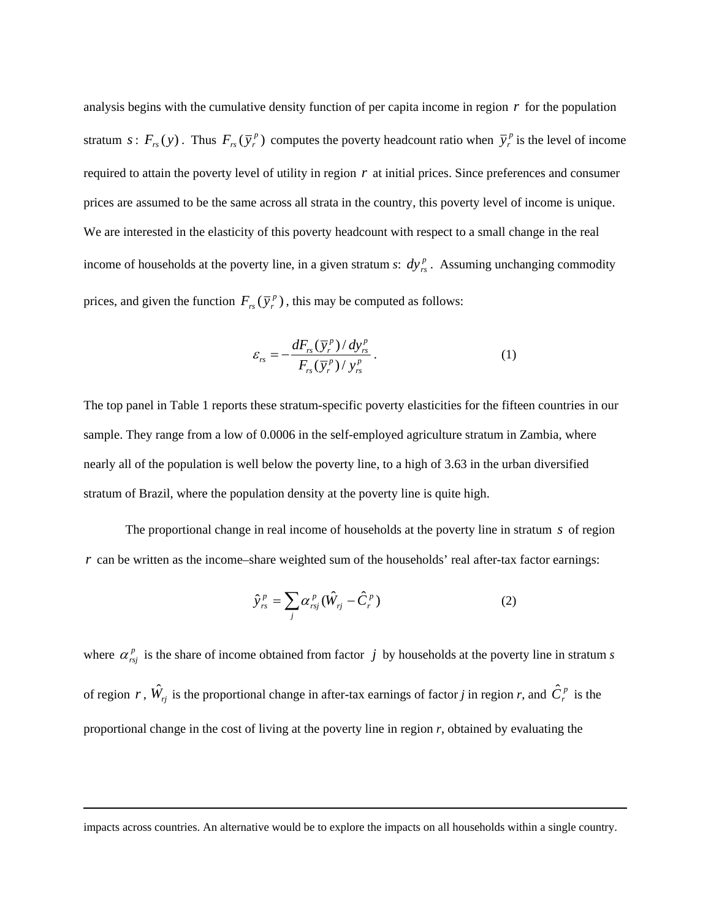analysis begins with the cumulative density function of per capita income in region $r$ for the population stratum $s$: $F_{rs}(y)$. Thus $F_{rs}(\bar{y}_r^p)$ computes the poverty headcount ratio when $\bar{y}_r^p$ is the level of income required to attain the poverty level of utility in region $r$ at initial prices. Since preferences and consumer prices are assumed to be the same across all strata in the country, this poverty level of income is unique. We are interested in the elasticity of this poverty headcount with respect to a small change in the real income of households at the poverty line, in a given stratum *s*: $dy_{rs}^p$. Assuming unchanging commodity prices, and given the function $F_{rs}(\bar{y}_r^p)$, this may be computed as follows:

$$\varepsilon_{rs} = -\frac{dF_{rs}(\bar{y}_r^p)/dy_{rs}^p}{F_{rs}(\bar{y}_r^p)/y_{rs}^p}. \tag{1}$$

The top panel in Table 1 reports these stratum-specific poverty elasticities for the fifteen countries in our sample. They range from a low of 0.0006 in the self-employed agriculture stratum in Zambia, where nearly all of the population is well below the poverty line, to a high of 3.63 in the urban diversified stratum of Brazil, where the population density at the poverty line is quite high.

The proportional change in real income of households at the poverty line in stratum $s$ of region $r$ can be written as the income–share weighted sum of the households' real after-tax factor earnings:

$$\hat{y}_{rs}^p = \sum_j \alpha_{rsj}^p (\hat{W}_{rj} - \hat{C}_r^p) \tag{2}$$

where $\alpha_{rsj}^p$ is the share of income obtained from factor $j$ by households at the poverty line in stratum *s* of region $r$, $\hat{W}_{rj}$ is the proportional change in after-tax earnings of factor *j* in region *r*, and $\hat{C}_r^p$ is the proportional change in the cost of living at the poverty line in region *r*, obtained by evaluating the

---

impacts across countries. An alternative would be to explore the impacts on all households within a single country.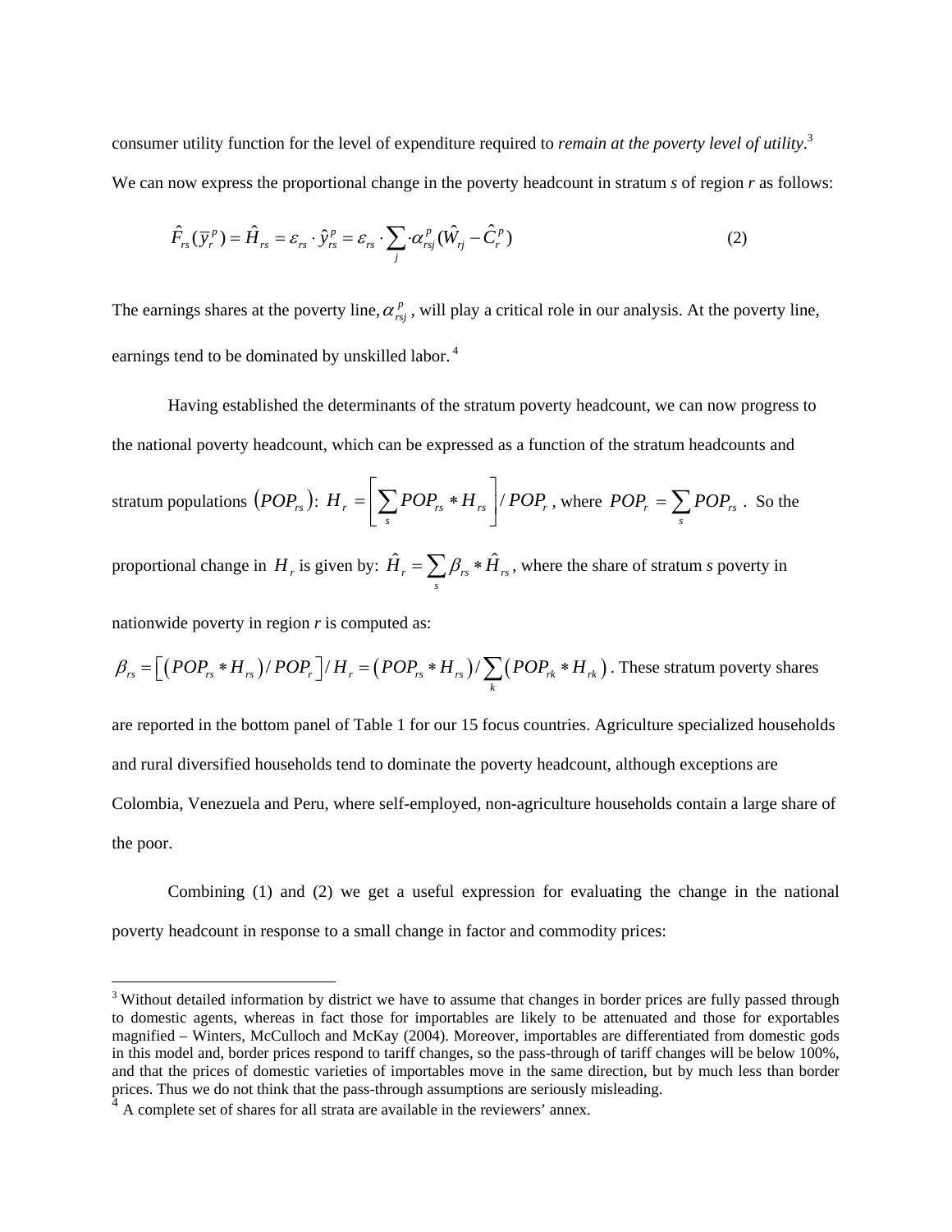consumer utility function for the level of expenditure required to *remain at the poverty level of utility*.[3] We can now express the proportional change in the poverty headcount in stratum *s* of region *r* as follows:

$$\hat{F}_{rs}(\bar{y}_r^p) = \hat{H}_{rs} = \varepsilon_{rs} \cdot \hat{y}_{rs}^p = \varepsilon_{rs} \cdot \sum_j \cdot \alpha_{rsj}^p (\hat{W}_{rj} - \hat{C}_r^p) \tag{2}$$

The earnings shares at the poverty line, $\alpha_{rsj}^p$, will play a critical role in our analysis. At the poverty line, earnings tend to be dominated by unskilled labor.[4]

Having established the determinants of the stratum poverty headcount, we can now progress to the national poverty headcount, which can be expressed as a function of the stratum headcounts and stratum populations $(POP_{rs})$: $H_r = \left[\sum_s POP_{rs} * H_{rs}\right] / POP_r$, where $POP_r = \sum_s POP_{rs}$. So the proportional change in $H_r$ is given by: $\hat{H}_r = \sum_s \beta_{rs} * \hat{H}_{rs}$, where the share of stratum *s* poverty in nationwide poverty in region *r* is computed as:

$\beta_{rs} = \left[\left(POP_{rs} * H_{rs}\right) / POP_r\right] / H_r = \left(POP_{rs} * H_{rs}\right) / \sum_k \left(POP_{rk} * H_{rk}\right)$. These stratum poverty shares are reported in the bottom panel of Table 1 for our 15 focus countries. Agriculture specialized households and rural diversified households tend to dominate the poverty headcount, although exceptions are Colombia, Venezuela and Peru, where self-employed, non-agriculture households contain a large share of the poor.

Combining (1) and (2) we get a useful expression for evaluating the change in the national poverty headcount in response to a small change in factor and commodity prices:

---

[3] Without detailed information by district we have to assume that changes in border prices are fully passed through to domestic agents, whereas in fact those for importables are likely to be attenuated and those for exportables magnified – Winters, McCulloch and McKay (2004). Moreover, importables are differentiated from domestic gods in this model and, border prices respond to tariff changes, so the pass-through of tariff changes will be below 100%, and that the prices of domestic varieties of importables move in the same direction, but by much less than border prices. Thus we do not think that the pass-through assumptions are seriously misleading.

[4] A complete set of shares for all strata are available in the reviewers' annex.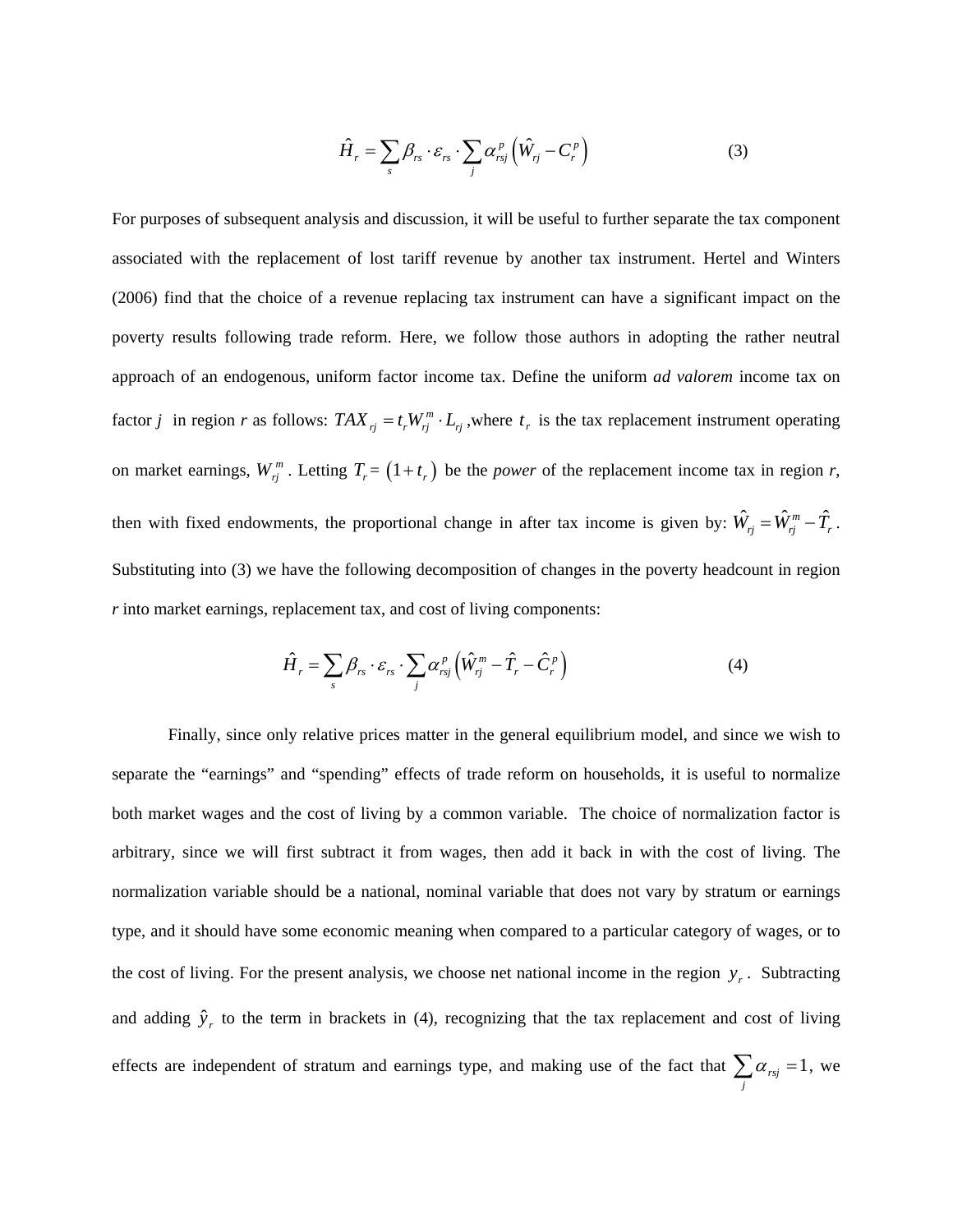$$\hat{H}_r = \sum_s \beta_{rs} \cdot \varepsilon_{rs} \cdot \sum_j \alpha_{rsj}^p \left( \hat{W}_{rj} - C_r^p \right) \tag{3}$$

For purposes of subsequent analysis and discussion, it will be useful to further separate the tax component associated with the replacement of lost tariff revenue by another tax instrument. Hertel and Winters (2006) find that the choice of a revenue replacing tax instrument can have a significant impact on the poverty results following trade reform. Here, we follow those authors in adopting the rather neutral approach of an endogenous, uniform factor income tax. Define the uniform *ad valorem* income tax on factor $j$ in region $r$ as follows: $TAX_{rj} = t_r W_{rj}^m \cdot L_{rj}$ ,where $t_r$ is the tax replacement instrument operating on market earnings, $W_{rj}^m$ . Letting $T_r = \left(1 + t_r\right)$ be the *power* of the replacement income tax in region *r*, then with fixed endowments, the proportional change in after tax income is given by: $\hat{W}_{rj} = \hat{W}_{rj}^m - \hat{T}_r$ . Substituting into (3) we have the following decomposition of changes in the poverty headcount in region *r* into market earnings, replacement tax, and cost of living components:

$$\hat{H}_r = \sum_s \beta_{rs} \cdot \varepsilon_{rs} \cdot \sum_j \alpha_{rsj}^p \left( \hat{W}_{rj}^m - \hat{T}_r - \hat{C}_r^p \right) \tag{4}$$

Finally, since only relative prices matter in the general equilibrium model, and since we wish to separate the "earnings" and "spending" effects of trade reform on households, it is useful to normalize both market wages and the cost of living by a common variable. The choice of normalization factor is arbitrary, since we will first subtract it from wages, then add it back in with the cost of living. The normalization variable should be a national, nominal variable that does not vary by stratum or earnings type, and it should have some economic meaning when compared to a particular category of wages, or to the cost of living. For the present analysis, we choose net national income in the region $y_r$ . Subtracting and adding $\hat{y}_r$ to the term in brackets in (4), recognizing that the tax replacement and cost of living effects are independent of stratum and earnings type, and making use of the fact that $\sum_j \alpha_{rsj} = 1$, we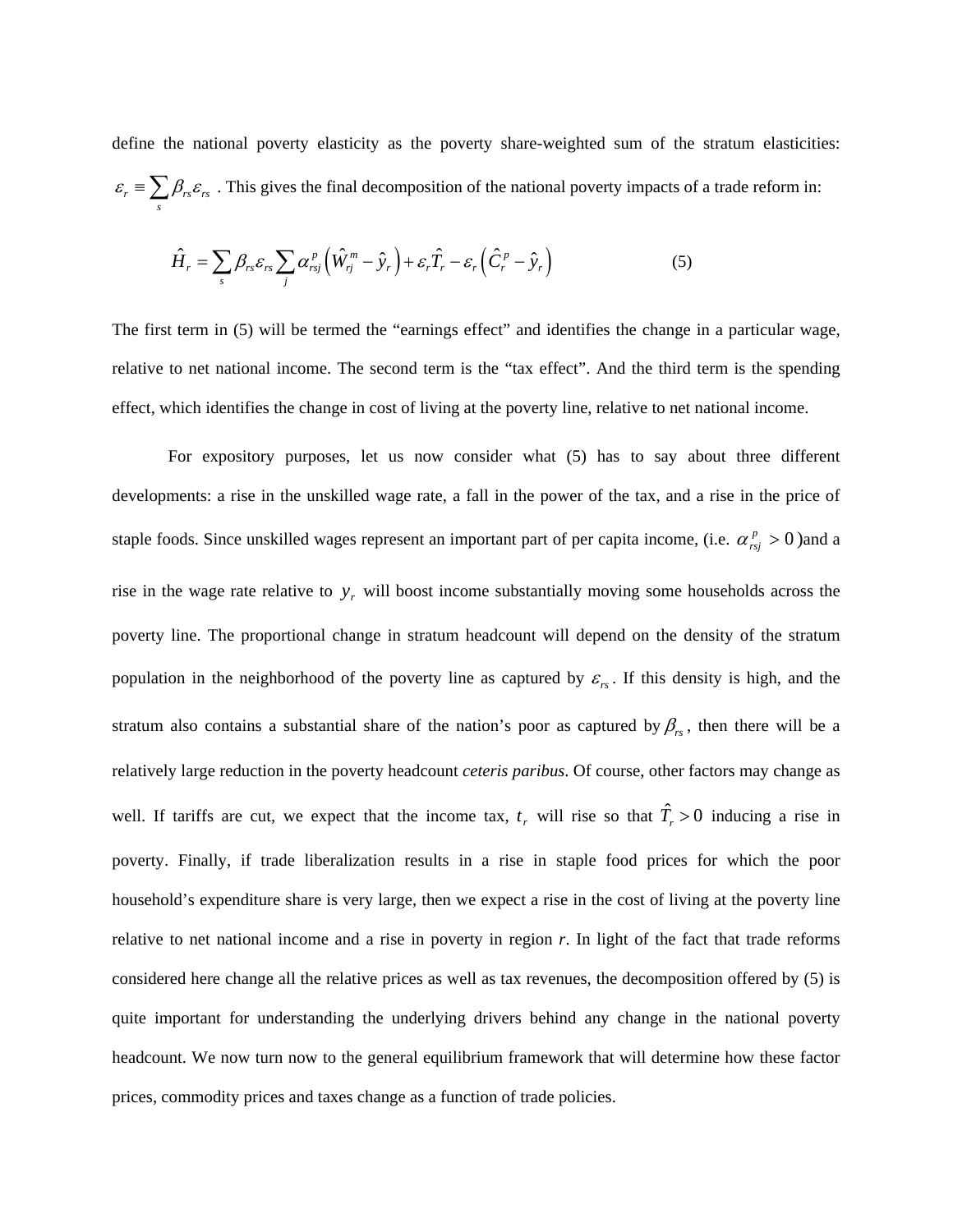define the national poverty elasticity as the poverty share-weighted sum of the stratum elasticities: $\varepsilon_r \equiv \sum_s \beta_{rs}\varepsilon_{rs}$ . This gives the final decomposition of the national poverty impacts of a trade reform in:

$$\hat{H}_r = \sum_s \beta_{rs}\varepsilon_{rs} \sum_j \alpha^p_{rsj} \left( \hat{W}^m_{rj} - \hat{y}_r \right) + \varepsilon_r \hat{T}_r - \varepsilon_r \left( \hat{C}^p_r - \hat{y}_r \right) \qquad (5)$$

The first term in (5) will be termed the "earnings effect" and identifies the change in a particular wage, relative to net national income. The second term is the "tax effect". And the third term is the spending effect, which identifies the change in cost of living at the poverty line, relative to net national income.

For expository purposes, let us now consider what (5) has to say about three different developments: a rise in the unskilled wage rate, a fall in the power of the tax, and a rise in the price of staple foods. Since unskilled wages represent an important part of per capita income, (i.e. $\alpha^p_{rsj} > 0$ )and a rise in the wage rate relative to $y_r$ will boost income substantially moving some households across the poverty line. The proportional change in stratum headcount will depend on the density of the stratum population in the neighborhood of the poverty line as captured by $\varepsilon_{rs}$. If this density is high, and the stratum also contains a substantial share of the nation's poor as captured by $\beta_{rs}$, then there will be a relatively large reduction in the poverty headcount *ceteris paribus*. Of course, other factors may change as well. If tariffs are cut, we expect that the income tax, $t_r$ will rise so that $\hat{T}_r > 0$ inducing a rise in poverty. Finally, if trade liberalization results in a rise in staple food prices for which the poor household's expenditure share is very large, then we expect a rise in the cost of living at the poverty line relative to net national income and a rise in poverty in region *r*. In light of the fact that trade reforms considered here change all the relative prices as well as tax revenues, the decomposition offered by (5) is quite important for understanding the underlying drivers behind any change in the national poverty headcount. We now turn now to the general equilibrium framework that will determine how these factor prices, commodity prices and taxes change as a function of trade policies.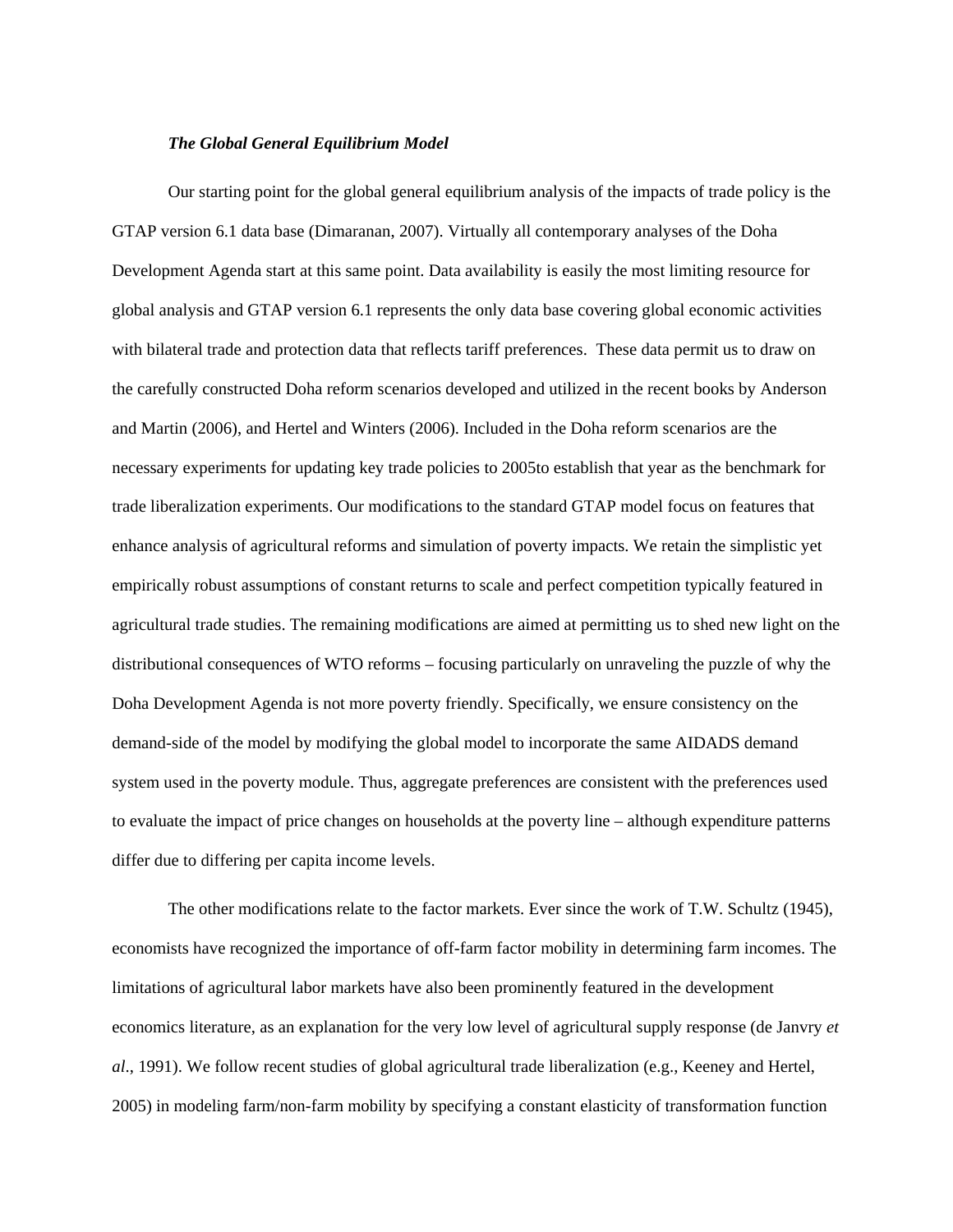### *The Global General Equilibrium Model*

Our starting point for the global general equilibrium analysis of the impacts of trade policy is the GTAP version 6.1 data base (Dimaranan, 2007). Virtually all contemporary analyses of the Doha Development Agenda start at this same point. Data availability is easily the most limiting resource for global analysis and GTAP version 6.1 represents the only data base covering global economic activities with bilateral trade and protection data that reflects tariff preferences. These data permit us to draw on the carefully constructed Doha reform scenarios developed and utilized in the recent books by Anderson and Martin (2006), and Hertel and Winters (2006). Included in the Doha reform scenarios are the necessary experiments for updating key trade policies to 2005to establish that year as the benchmark for trade liberalization experiments. Our modifications to the standard GTAP model focus on features that enhance analysis of agricultural reforms and simulation of poverty impacts. We retain the simplistic yet empirically robust assumptions of constant returns to scale and perfect competition typically featured in agricultural trade studies. The remaining modifications are aimed at permitting us to shed new light on the distributional consequences of WTO reforms – focusing particularly on unraveling the puzzle of why the Doha Development Agenda is not more poverty friendly. Specifically, we ensure consistency on the demand-side of the model by modifying the global model to incorporate the same AIDADS demand system used in the poverty module. Thus, aggregate preferences are consistent with the preferences used to evaluate the impact of price changes on households at the poverty line – although expenditure patterns differ due to differing per capita income levels.

The other modifications relate to the factor markets. Ever since the work of T.W. Schultz (1945), economists have recognized the importance of off-farm factor mobility in determining farm incomes. The limitations of agricultural labor markets have also been prominently featured in the development economics literature, as an explanation for the very low level of agricultural supply response (de Janvry *et al*., 1991). We follow recent studies of global agricultural trade liberalization (e.g., Keeney and Hertel, 2005) in modeling farm/non-farm mobility by specifying a constant elasticity of transformation function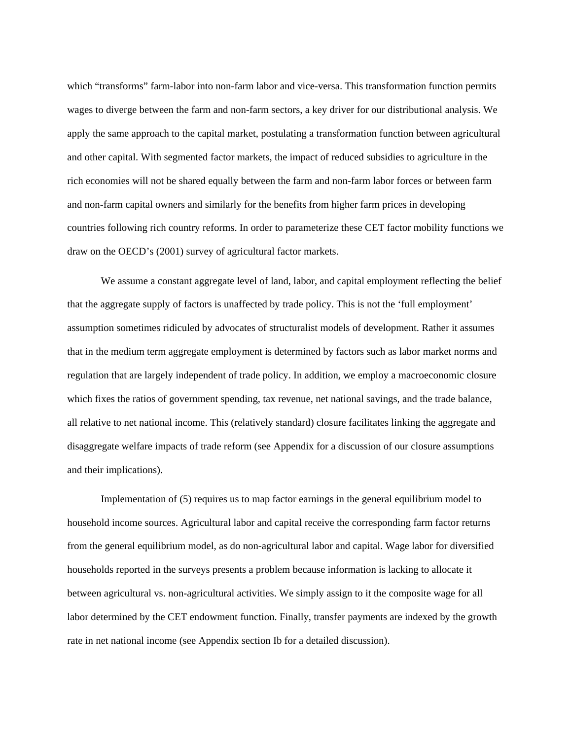which "transforms" farm-labor into non-farm labor and vice-versa. This transformation function permits wages to diverge between the farm and non-farm sectors, a key driver for our distributional analysis. We apply the same approach to the capital market, postulating a transformation function between agricultural and other capital. With segmented factor markets, the impact of reduced subsidies to agriculture in the rich economies will not be shared equally between the farm and non-farm labor forces or between farm and non-farm capital owners and similarly for the benefits from higher farm prices in developing countries following rich country reforms. In order to parameterize these CET factor mobility functions we draw on the OECD's (2001) survey of agricultural factor markets.

We assume a constant aggregate level of land, labor, and capital employment reflecting the belief that the aggregate supply of factors is unaffected by trade policy. This is not the 'full employment' assumption sometimes ridiculed by advocates of structuralist models of development. Rather it assumes that in the medium term aggregate employment is determined by factors such as labor market norms and regulation that are largely independent of trade policy. In addition, we employ a macroeconomic closure which fixes the ratios of government spending, tax revenue, net national savings, and the trade balance, all relative to net national income. This (relatively standard) closure facilitates linking the aggregate and disaggregate welfare impacts of trade reform (see Appendix for a discussion of our closure assumptions and their implications).

Implementation of (5) requires us to map factor earnings in the general equilibrium model to household income sources. Agricultural labor and capital receive the corresponding farm factor returns from the general equilibrium model, as do non-agricultural labor and capital. Wage labor for diversified households reported in the surveys presents a problem because information is lacking to allocate it between agricultural vs. non-agricultural activities. We simply assign to it the composite wage for all labor determined by the CET endowment function. Finally, transfer payments are indexed by the growth rate in net national income (see Appendix section Ib for a detailed discussion).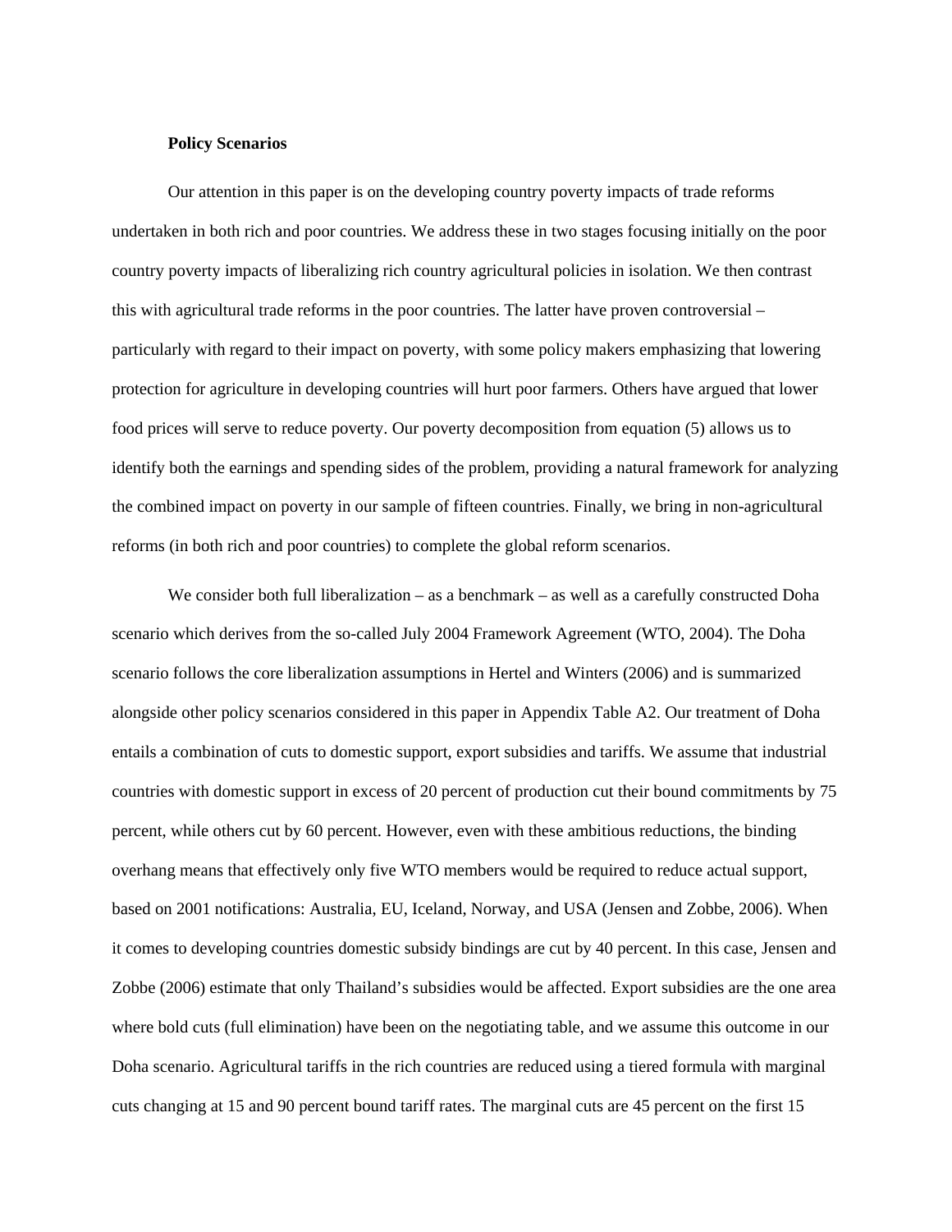**Policy Scenarios**

Our attention in this paper is on the developing country poverty impacts of trade reforms undertaken in both rich and poor countries. We address these in two stages focusing initially on the poor country poverty impacts of liberalizing rich country agricultural policies in isolation. We then contrast this with agricultural trade reforms in the poor countries. The latter have proven controversial – particularly with regard to their impact on poverty, with some policy makers emphasizing that lowering protection for agriculture in developing countries will hurt poor farmers. Others have argued that lower food prices will serve to reduce poverty. Our poverty decomposition from equation (5) allows us to identify both the earnings and spending sides of the problem, providing a natural framework for analyzing the combined impact on poverty in our sample of fifteen countries. Finally, we bring in non-agricultural reforms (in both rich and poor countries) to complete the global reform scenarios.

We consider both full liberalization – as a benchmark – as well as a carefully constructed Doha scenario which derives from the so-called July 2004 Framework Agreement (WTO, 2004). The Doha scenario follows the core liberalization assumptions in Hertel and Winters (2006) and is summarized alongside other policy scenarios considered in this paper in Appendix Table A2. Our treatment of Doha entails a combination of cuts to domestic support, export subsidies and tariffs. We assume that industrial countries with domestic support in excess of 20 percent of production cut their bound commitments by 75 percent, while others cut by 60 percent. However, even with these ambitious reductions, the binding overhang means that effectively only five WTO members would be required to reduce actual support, based on 2001 notifications: Australia, EU, Iceland, Norway, and USA (Jensen and Zobbe, 2006). When it comes to developing countries domestic subsidy bindings are cut by 40 percent. In this case, Jensen and Zobbe (2006) estimate that only Thailand's subsidies would be affected. Export subsidies are the one area where bold cuts (full elimination) have been on the negotiating table, and we assume this outcome in our Doha scenario. Agricultural tariffs in the rich countries are reduced using a tiered formula with marginal cuts changing at 15 and 90 percent bound tariff rates. The marginal cuts are 45 percent on the first 15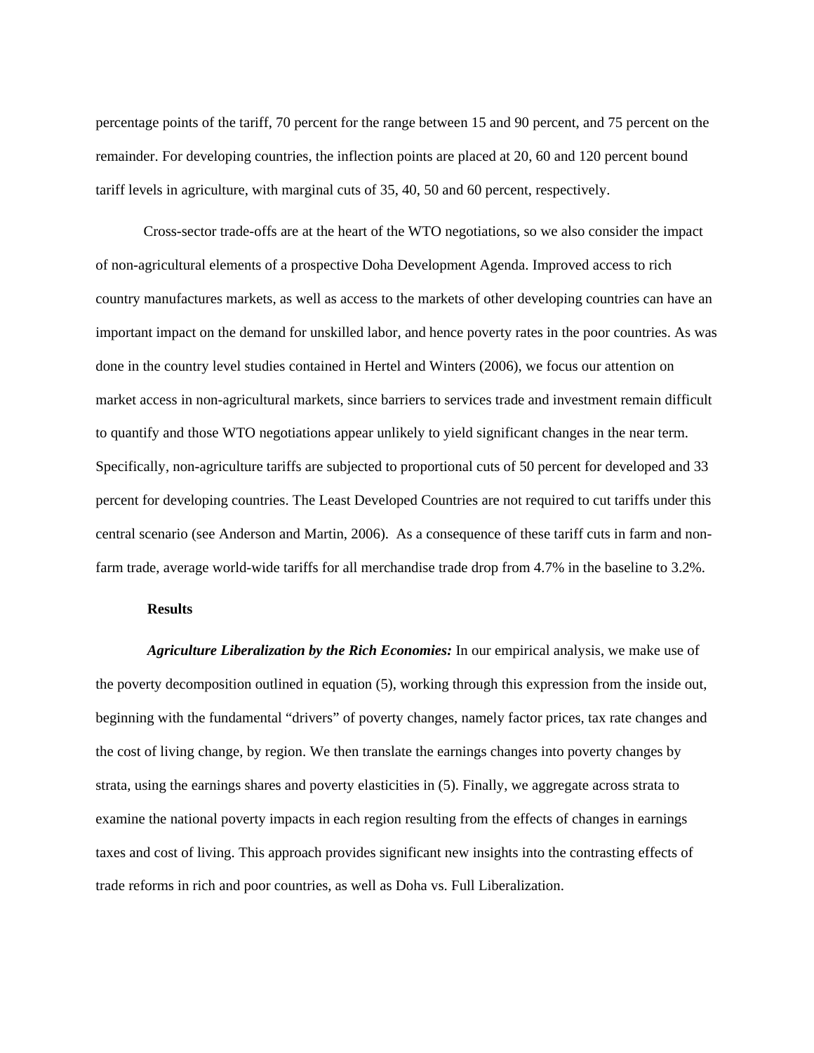percentage points of the tariff, 70 percent for the range between 15 and 90 percent, and 75 percent on the remainder. For developing countries, the inflection points are placed at 20, 60 and 120 percent bound tariff levels in agriculture, with marginal cuts of 35, 40, 50 and 60 percent, respectively.

Cross-sector trade-offs are at the heart of the WTO negotiations, so we also consider the impact of non-agricultural elements of a prospective Doha Development Agenda. Improved access to rich country manufactures markets, as well as access to the markets of other developing countries can have an important impact on the demand for unskilled labor, and hence poverty rates in the poor countries. As was done in the country level studies contained in Hertel and Winters (2006), we focus our attention on market access in non-agricultural markets, since barriers to services trade and investment remain difficult to quantify and those WTO negotiations appear unlikely to yield significant changes in the near term. Specifically, non-agriculture tariffs are subjected to proportional cuts of 50 percent for developed and 33 percent for developing countries. The Least Developed Countries are not required to cut tariffs under this central scenario (see Anderson and Martin, 2006). As a consequence of these tariff cuts in farm and non-farm trade, average world-wide tariffs for all merchandise trade drop from 4.7% in the baseline to 3.2%.

**Results**

***Agriculture Liberalization by the Rich Economies:*** In our empirical analysis, we make use of the poverty decomposition outlined in equation (5), working through this expression from the inside out, beginning with the fundamental "drivers" of poverty changes, namely factor prices, tax rate changes and the cost of living change, by region. We then translate the earnings changes into poverty changes by strata, using the earnings shares and poverty elasticities in (5). Finally, we aggregate across strata to examine the national poverty impacts in each region resulting from the effects of changes in earnings taxes and cost of living. This approach provides significant new insights into the contrasting effects of trade reforms in rich and poor countries, as well as Doha vs. Full Liberalization.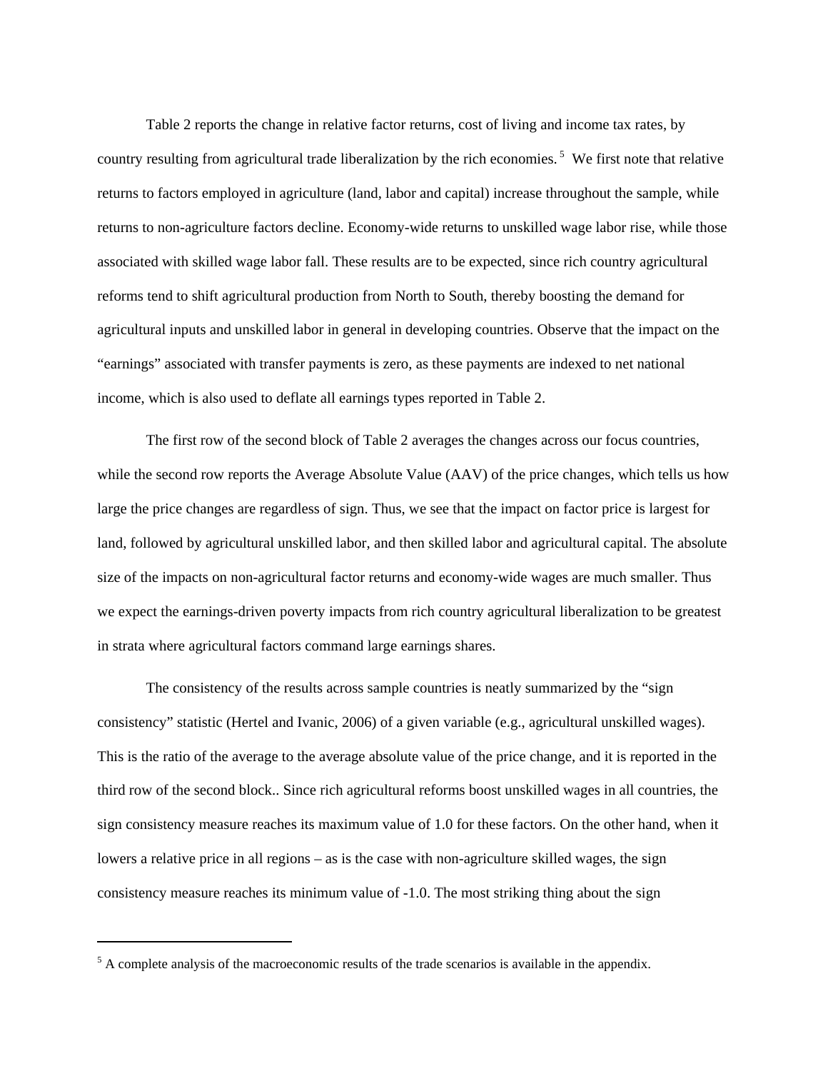Table 2 reports the change in relative factor returns, cost of living and income tax rates, by country resulting from agricultural trade liberalization by the rich economies.[5] We first note that relative returns to factors employed in agriculture (land, labor and capital) increase throughout the sample, while returns to non-agriculture factors decline. Economy-wide returns to unskilled wage labor rise, while those associated with skilled wage labor fall. These results are to be expected, since rich country agricultural reforms tend to shift agricultural production from North to South, thereby boosting the demand for agricultural inputs and unskilled labor in general in developing countries. Observe that the impact on the "earnings" associated with transfer payments is zero, as these payments are indexed to net national income, which is also used to deflate all earnings types reported in Table 2.

The first row of the second block of Table 2 averages the changes across our focus countries, while the second row reports the Average Absolute Value (AAV) of the price changes, which tells us how large the price changes are regardless of sign. Thus, we see that the impact on factor price is largest for land, followed by agricultural unskilled labor, and then skilled labor and agricultural capital. The absolute size of the impacts on non-agricultural factor returns and economy-wide wages are much smaller. Thus we expect the earnings-driven poverty impacts from rich country agricultural liberalization to be greatest in strata where agricultural factors command large earnings shares.

The consistency of the results across sample countries is neatly summarized by the "sign consistency" statistic (Hertel and Ivanic, 2006) of a given variable (e.g., agricultural unskilled wages). This is the ratio of the average to the average absolute value of the price change, and it is reported in the third row of the second block.. Since rich agricultural reforms boost unskilled wages in all countries, the sign consistency measure reaches its maximum value of 1.0 for these factors. On the other hand, when it lowers a relative price in all regions – as is the case with non-agriculture skilled wages, the sign consistency measure reaches its minimum value of -1.0. The most striking thing about the sign

[5] A complete analysis of the macroeconomic results of the trade scenarios is available in the appendix.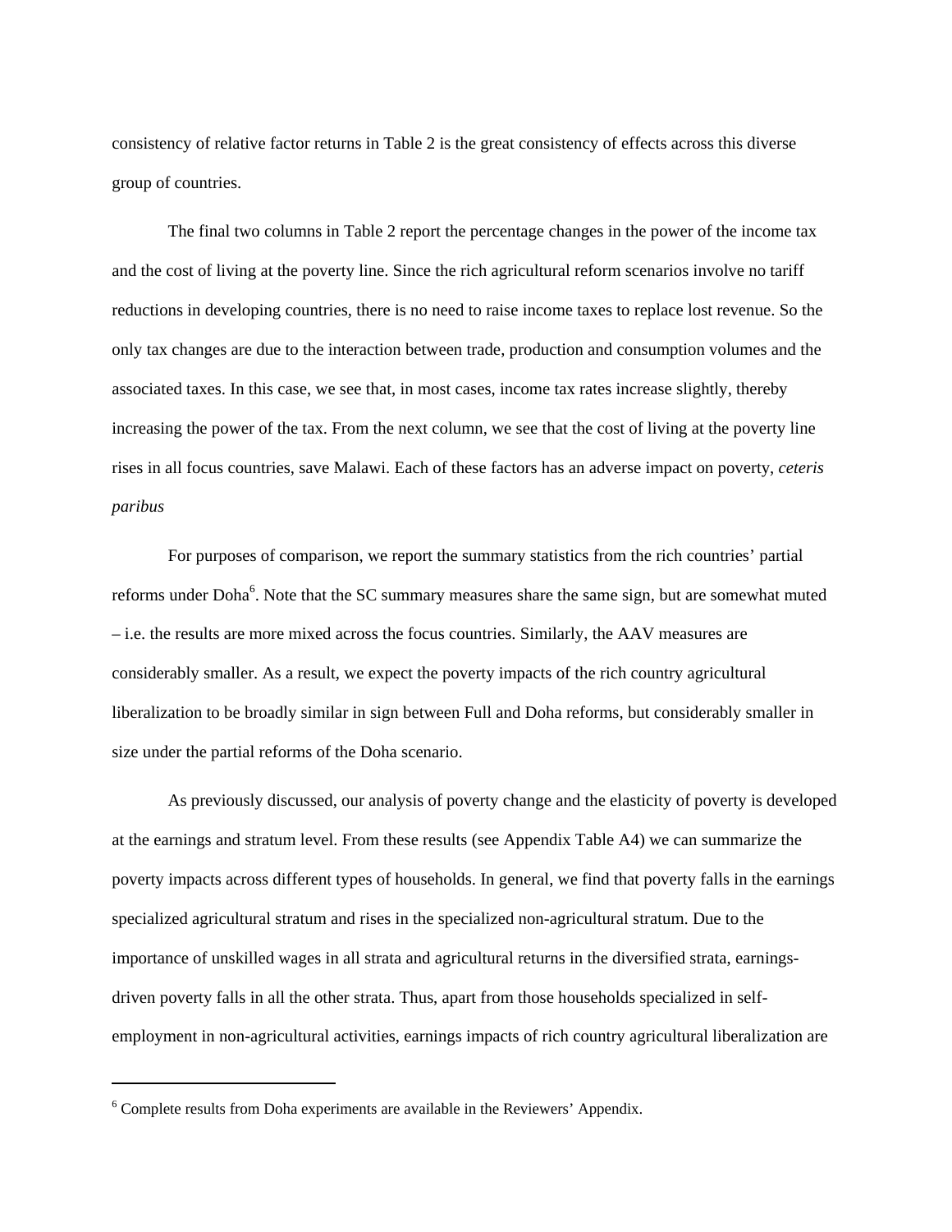consistency of relative factor returns in Table 2 is the great consistency of effects across this diverse group of countries.

The final two columns in Table 2 report the percentage changes in the power of the income tax and the cost of living at the poverty line. Since the rich agricultural reform scenarios involve no tariff reductions in developing countries, there is no need to raise income taxes to replace lost revenue. So the only tax changes are due to the interaction between trade, production and consumption volumes and the associated taxes. In this case, we see that, in most cases, income tax rates increase slightly, thereby increasing the power of the tax. From the next column, we see that the cost of living at the poverty line rises in all focus countries, save Malawi. Each of these factors has an adverse impact on poverty, *ceteris paribus*

For purposes of comparison, we report the summary statistics from the rich countries' partial reforms under Doha[6]. Note that the SC summary measures share the same sign, but are somewhat muted – i.e. the results are more mixed across the focus countries. Similarly, the AAV measures are considerably smaller. As a result, we expect the poverty impacts of the rich country agricultural liberalization to be broadly similar in sign between Full and Doha reforms, but considerably smaller in size under the partial reforms of the Doha scenario.

As previously discussed, our analysis of poverty change and the elasticity of poverty is developed at the earnings and stratum level. From these results (see Appendix Table A4) we can summarize the poverty impacts across different types of households. In general, we find that poverty falls in the earnings specialized agricultural stratum and rises in the specialized non-agricultural stratum. Due to the importance of unskilled wages in all strata and agricultural returns in the diversified strata, earnings-driven poverty falls in all the other strata. Thus, apart from those households specialized in self-employment in non-agricultural activities, earnings impacts of rich country agricultural liberalization are

[6] Complete results from Doha experiments are available in the Reviewers' Appendix.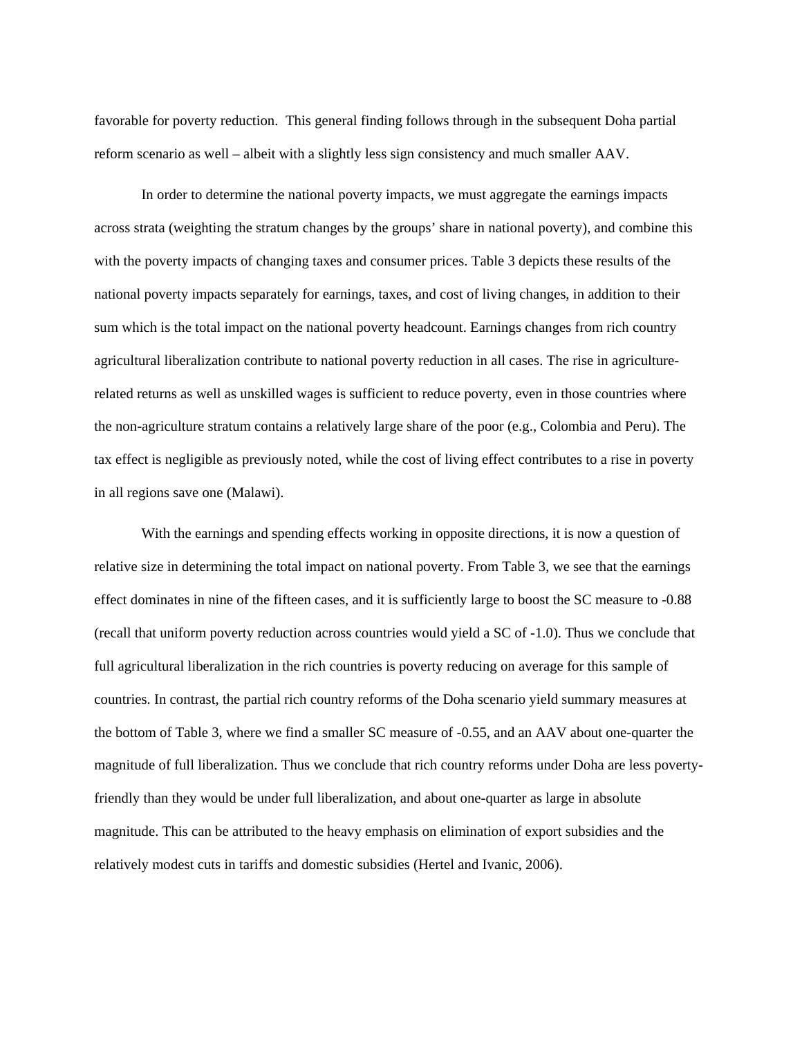favorable for poverty reduction. This general finding follows through in the subsequent Doha partial reform scenario as well – albeit with a slightly less sign consistency and much smaller AAV.

In order to determine the national poverty impacts, we must aggregate the earnings impacts across strata (weighting the stratum changes by the groups' share in national poverty), and combine this with the poverty impacts of changing taxes and consumer prices. Table 3 depicts these results of the national poverty impacts separately for earnings, taxes, and cost of living changes, in addition to their sum which is the total impact on the national poverty headcount. Earnings changes from rich country agricultural liberalization contribute to national poverty reduction in all cases. The rise in agriculture-related returns as well as unskilled wages is sufficient to reduce poverty, even in those countries where the non-agriculture stratum contains a relatively large share of the poor (e.g., Colombia and Peru). The tax effect is negligible as previously noted, while the cost of living effect contributes to a rise in poverty in all regions save one (Malawi).

With the earnings and spending effects working in opposite directions, it is now a question of relative size in determining the total impact on national poverty. From Table 3, we see that the earnings effect dominates in nine of the fifteen cases, and it is sufficiently large to boost the SC measure to -0.88 (recall that uniform poverty reduction across countries would yield a SC of -1.0). Thus we conclude that full agricultural liberalization in the rich countries is poverty reducing on average for this sample of countries. In contrast, the partial rich country reforms of the Doha scenario yield summary measures at the bottom of Table 3, where we find a smaller SC measure of -0.55, and an AAV about one-quarter the magnitude of full liberalization. Thus we conclude that rich country reforms under Doha are less poverty-friendly than they would be under full liberalization, and about one-quarter as large in absolute magnitude. This can be attributed to the heavy emphasis on elimination of export subsidies and the relatively modest cuts in tariffs and domestic subsidies (Hertel and Ivanic, 2006).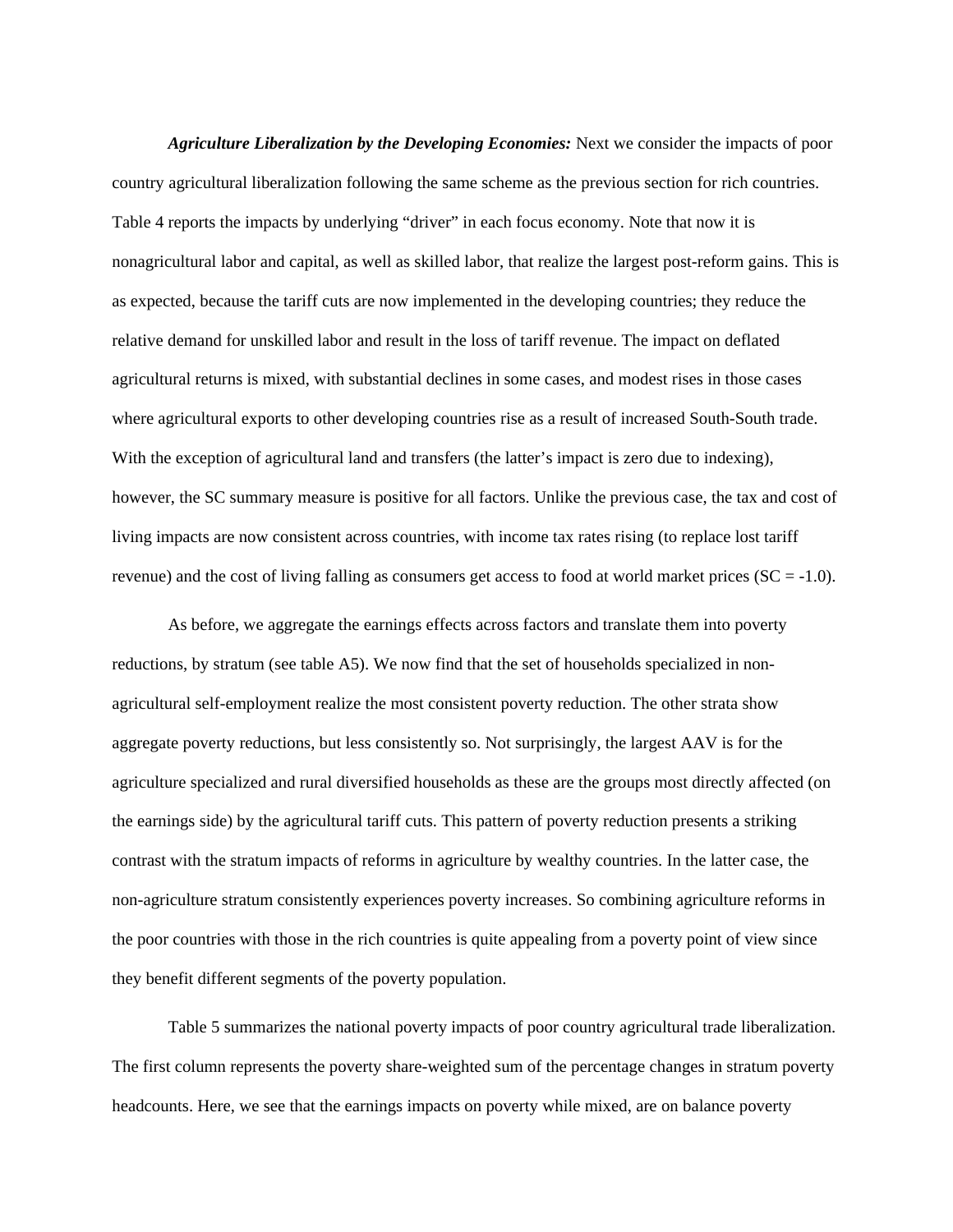***Agriculture Liberalization by the Developing Economies:*** Next we consider the impacts of poor country agricultural liberalization following the same scheme as the previous section for rich countries. Table 4 reports the impacts by underlying "driver" in each focus economy. Note that now it is nonagricultural labor and capital, as well as skilled labor, that realize the largest post-reform gains. This is as expected, because the tariff cuts are now implemented in the developing countries; they reduce the relative demand for unskilled labor and result in the loss of tariff revenue. The impact on deflated agricultural returns is mixed, with substantial declines in some cases, and modest rises in those cases where agricultural exports to other developing countries rise as a result of increased South-South trade. With the exception of agricultural land and transfers (the latter's impact is zero due to indexing), however, the SC summary measure is positive for all factors. Unlike the previous case, the tax and cost of living impacts are now consistent across countries, with income tax rates rising (to replace lost tariff revenue) and the cost of living falling as consumers get access to food at world market prices (SC = -1.0).

As before, we aggregate the earnings effects across factors and translate them into poverty reductions, by stratum (see table A5). We now find that the set of households specialized in non-agricultural self-employment realize the most consistent poverty reduction. The other strata show aggregate poverty reductions, but less consistently so. Not surprisingly, the largest AAV is for the agriculture specialized and rural diversified households as these are the groups most directly affected (on the earnings side) by the agricultural tariff cuts. This pattern of poverty reduction presents a striking contrast with the stratum impacts of reforms in agriculture by wealthy countries. In the latter case, the non-agriculture stratum consistently experiences poverty increases. So combining agriculture reforms in the poor countries with those in the rich countries is quite appealing from a poverty point of view since they benefit different segments of the poverty population.

Table 5 summarizes the national poverty impacts of poor country agricultural trade liberalization. The first column represents the poverty share-weighted sum of the percentage changes in stratum poverty headcounts. Here, we see that the earnings impacts on poverty while mixed, are on balance poverty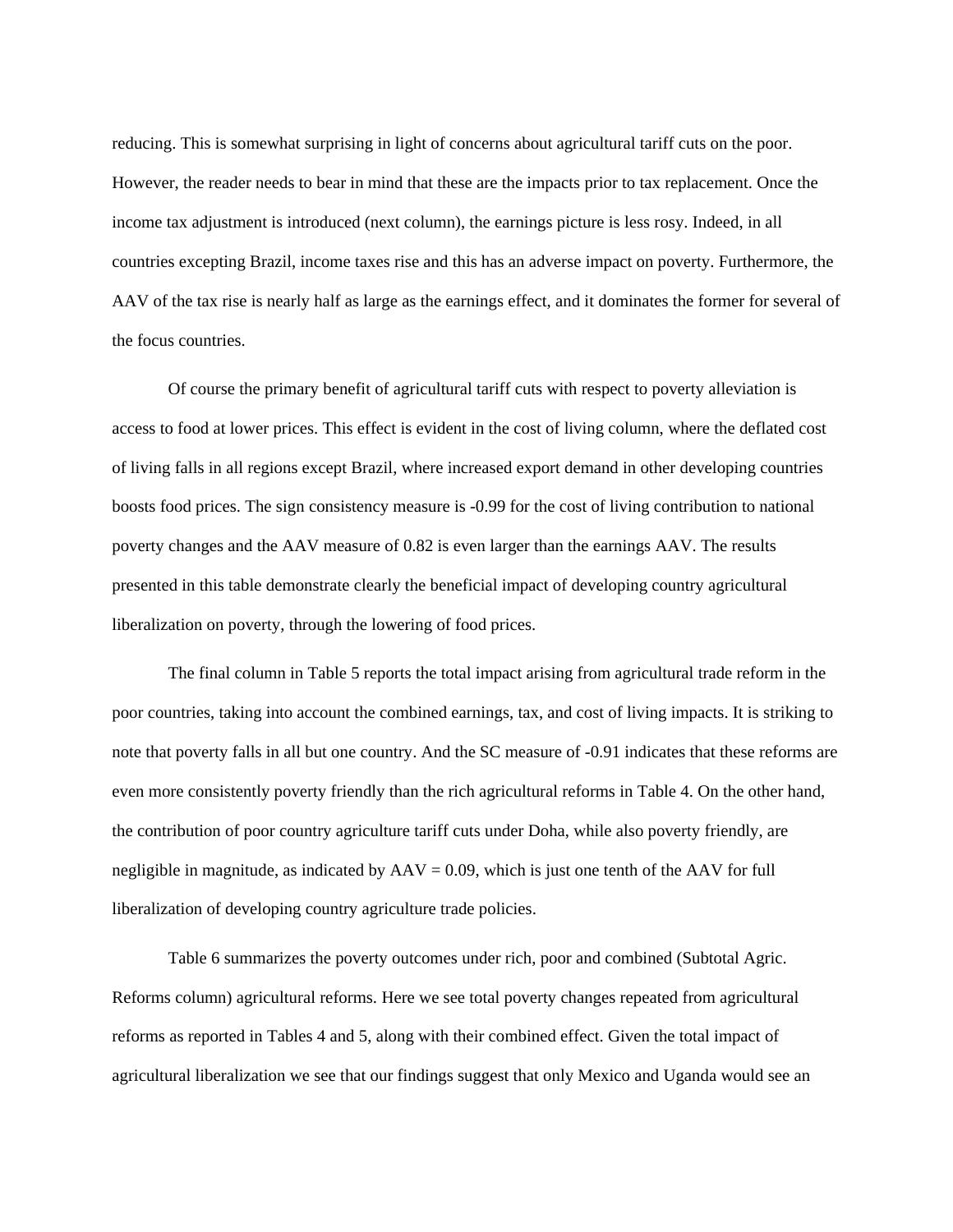reducing. This is somewhat surprising in light of concerns about agricultural tariff cuts on the poor. However, the reader needs to bear in mind that these are the impacts prior to tax replacement. Once the income tax adjustment is introduced (next column), the earnings picture is less rosy. Indeed, in all countries excepting Brazil, income taxes rise and this has an adverse impact on poverty. Furthermore, the AAV of the tax rise is nearly half as large as the earnings effect, and it dominates the former for several of the focus countries.

Of course the primary benefit of agricultural tariff cuts with respect to poverty alleviation is access to food at lower prices. This effect is evident in the cost of living column, where the deflated cost of living falls in all regions except Brazil, where increased export demand in other developing countries boosts food prices. The sign consistency measure is -0.99 for the cost of living contribution to national poverty changes and the AAV measure of 0.82 is even larger than the earnings AAV. The results presented in this table demonstrate clearly the beneficial impact of developing country agricultural liberalization on poverty, through the lowering of food prices.

The final column in Table 5 reports the total impact arising from agricultural trade reform in the poor countries, taking into account the combined earnings, tax, and cost of living impacts. It is striking to note that poverty falls in all but one country. And the SC measure of -0.91 indicates that these reforms are even more consistently poverty friendly than the rich agricultural reforms in Table 4. On the other hand, the contribution of poor country agriculture tariff cuts under Doha, while also poverty friendly, are negligible in magnitude, as indicated by AAV = 0.09, which is just one tenth of the AAV for full liberalization of developing country agriculture trade policies.

Table 6 summarizes the poverty outcomes under rich, poor and combined (Subtotal Agric. Reforms column) agricultural reforms. Here we see total poverty changes repeated from agricultural reforms as reported in Tables 4 and 5, along with their combined effect. Given the total impact of agricultural liberalization we see that our findings suggest that only Mexico and Uganda would see an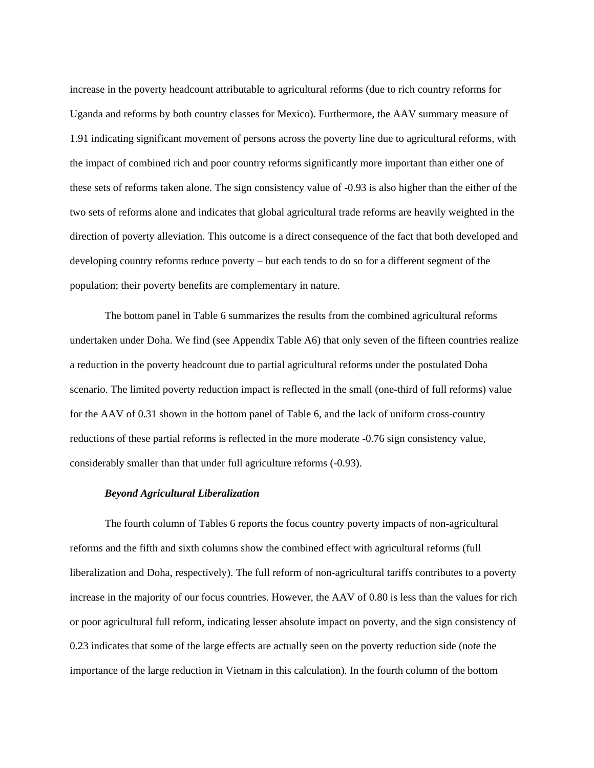increase in the poverty headcount attributable to agricultural reforms (due to rich country reforms for Uganda and reforms by both country classes for Mexico). Furthermore, the AAV summary measure of 1.91 indicating significant movement of persons across the poverty line due to agricultural reforms, with the impact of combined rich and poor country reforms significantly more important than either one of these sets of reforms taken alone. The sign consistency value of -0.93 is also higher than the either of the two sets of reforms alone and indicates that global agricultural trade reforms are heavily weighted in the direction of poverty alleviation. This outcome is a direct consequence of the fact that both developed and developing country reforms reduce poverty – but each tends to do so for a different segment of the population; their poverty benefits are complementary in nature.

The bottom panel in Table 6 summarizes the results from the combined agricultural reforms undertaken under Doha. We find (see Appendix Table A6) that only seven of the fifteen countries realize a reduction in the poverty headcount due to partial agricultural reforms under the postulated Doha scenario. The limited poverty reduction impact is reflected in the small (one-third of full reforms) value for the AAV of 0.31 shown in the bottom panel of Table 6, and the lack of uniform cross-country reductions of these partial reforms is reflected in the more moderate -0.76 sign consistency value, considerably smaller than that under full agriculture reforms (-0.93).

***Beyond Agricultural Liberalization***

The fourth column of Tables 6 reports the focus country poverty impacts of non-agricultural reforms and the fifth and sixth columns show the combined effect with agricultural reforms (full liberalization and Doha, respectively). The full reform of non-agricultural tariffs contributes to a poverty increase in the majority of our focus countries. However, the AAV of 0.80 is less than the values for rich or poor agricultural full reform, indicating lesser absolute impact on poverty, and the sign consistency of 0.23 indicates that some of the large effects are actually seen on the poverty reduction side (note the importance of the large reduction in Vietnam in this calculation). In the fourth column of the bottom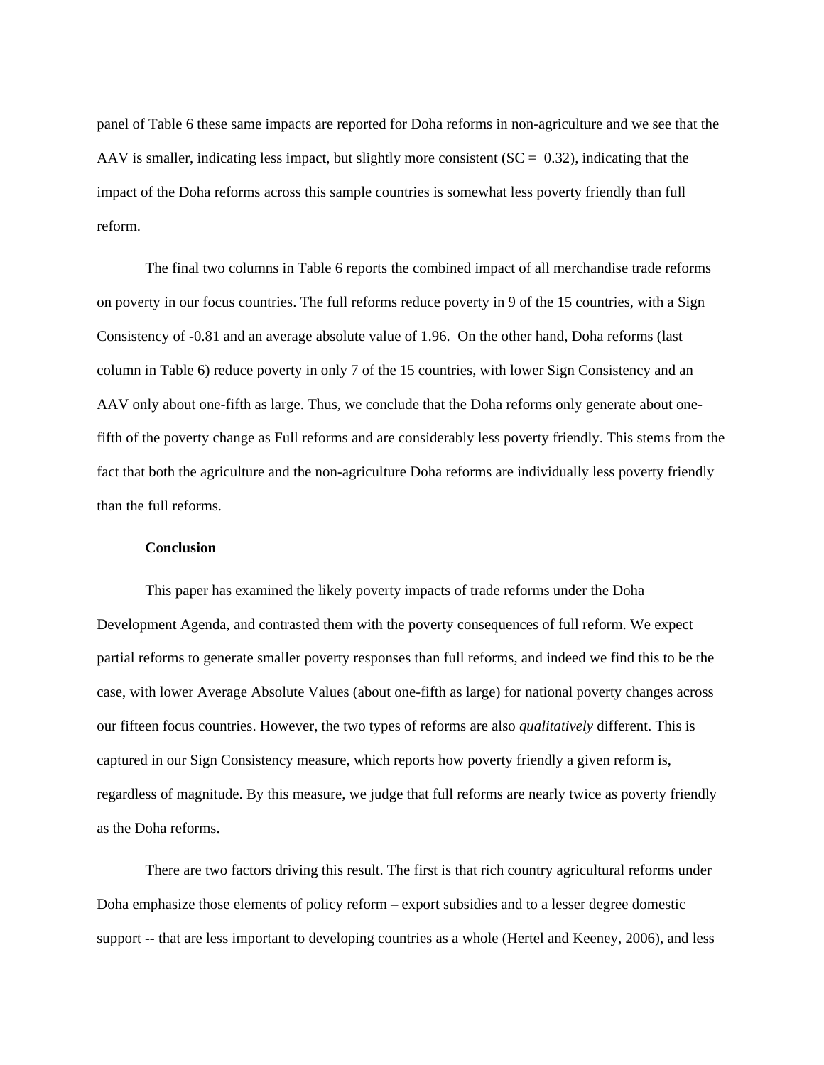panel of Table 6 these same impacts are reported for Doha reforms in non-agriculture and we see that the AAV is smaller, indicating less impact, but slightly more consistent (SC = 0.32), indicating that the impact of the Doha reforms across this sample countries is somewhat less poverty friendly than full reform.

The final two columns in Table 6 reports the combined impact of all merchandise trade reforms on poverty in our focus countries. The full reforms reduce poverty in 9 of the 15 countries, with a Sign Consistency of -0.81 and an average absolute value of 1.96. On the other hand, Doha reforms (last column in Table 6) reduce poverty in only 7 of the 15 countries, with lower Sign Consistency and an AAV only about one-fifth as large. Thus, we conclude that the Doha reforms only generate about one-fifth of the poverty change as Full reforms and are considerably less poverty friendly. This stems from the fact that both the agriculture and the non-agriculture Doha reforms are individually less poverty friendly than the full reforms.

**Conclusion**

This paper has examined the likely poverty impacts of trade reforms under the Doha Development Agenda, and contrasted them with the poverty consequences of full reform. We expect partial reforms to generate smaller poverty responses than full reforms, and indeed we find this to be the case, with lower Average Absolute Values (about one-fifth as large) for national poverty changes across our fifteen focus countries. However, the two types of reforms are also *qualitatively* different. This is captured in our Sign Consistency measure, which reports how poverty friendly a given reform is, regardless of magnitude. By this measure, we judge that full reforms are nearly twice as poverty friendly as the Doha reforms.

There are two factors driving this result. The first is that rich country agricultural reforms under Doha emphasize those elements of policy reform – export subsidies and to a lesser degree domestic support -- that are less important to developing countries as a whole (Hertel and Keeney, 2006), and less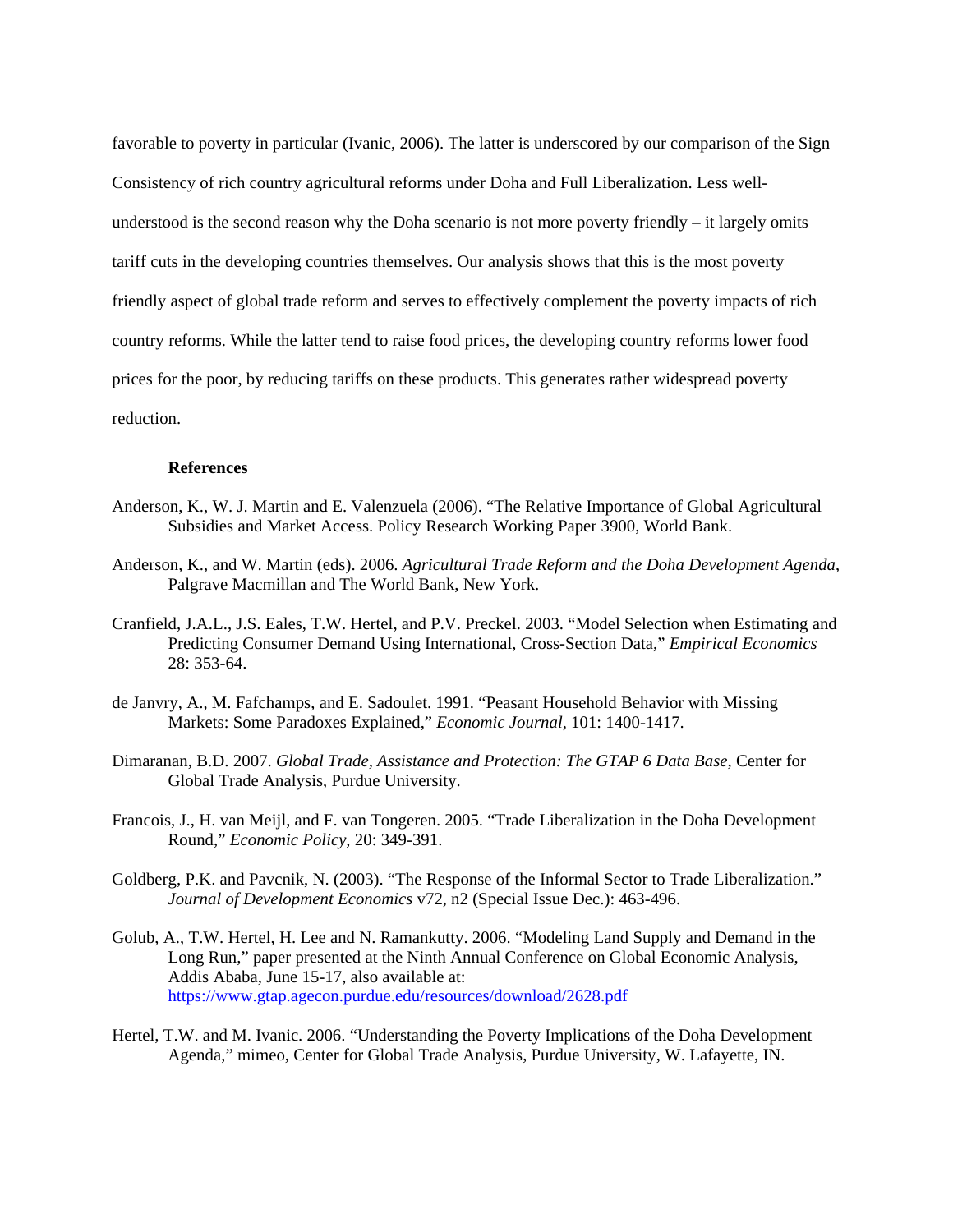favorable to poverty in particular (Ivanic, 2006). The latter is underscored by our comparison of the Sign Consistency of rich country agricultural reforms under Doha and Full Liberalization. Less well-understood is the second reason why the Doha scenario is not more poverty friendly – it largely omits tariff cuts in the developing countries themselves. Our analysis shows that this is the most poverty friendly aspect of global trade reform and serves to effectively complement the poverty impacts of rich country reforms. While the latter tend to raise food prices, the developing country reforms lower food prices for the poor, by reducing tariffs on these products. This generates rather widespread poverty reduction.

## References

Anderson, K., W. J. Martin and E. Valenzuela (2006). "The Relative Importance of Global Agricultural Subsidies and Market Access. Policy Research Working Paper 3900, World Bank.

Anderson, K., and W. Martin (eds). 2006. *Agricultural Trade Reform and the Doha Development Agenda*, Palgrave Macmillan and The World Bank, New York.

Cranfield, J.A.L., J.S. Eales, T.W. Hertel, and P.V. Preckel. 2003. "Model Selection when Estimating and Predicting Consumer Demand Using International, Cross-Section Data," *Empirical Economics* 28: 353-64.

de Janvry, A., M. Fafchamps, and E. Sadoulet. 1991. "Peasant Household Behavior with Missing Markets: Some Paradoxes Explained," *Economic Journal*, 101: 1400-1417.

Dimaranan, B.D. 2007. *Global Trade, Assistance and Protection: The GTAP 6 Data Base*, Center for Global Trade Analysis, Purdue University.

Francois, J., H. van Meijl, and F. van Tongeren. 2005. "Trade Liberalization in the Doha Development Round," *Economic Policy*, 20: 349-391.

Goldberg, P.K. and Pavcnik, N. (2003). "The Response of the Informal Sector to Trade Liberalization." *Journal of Development Economics* v72, n2 (Special Issue Dec.): 463-496.

Golub, A., T.W. Hertel, H. Lee and N. Ramankutty. 2006. "Modeling Land Supply and Demand in the Long Run," paper presented at the Ninth Annual Conference on Global Economic Analysis, Addis Ababa, June 15-17, also available at: https://www.gtap.agecon.purdue.edu/resources/download/2628.pdf

Hertel, T.W. and M. Ivanic. 2006. "Understanding the Poverty Implications of the Doha Development Agenda," mimeo, Center for Global Trade Analysis, Purdue University, W. Lafayette, IN.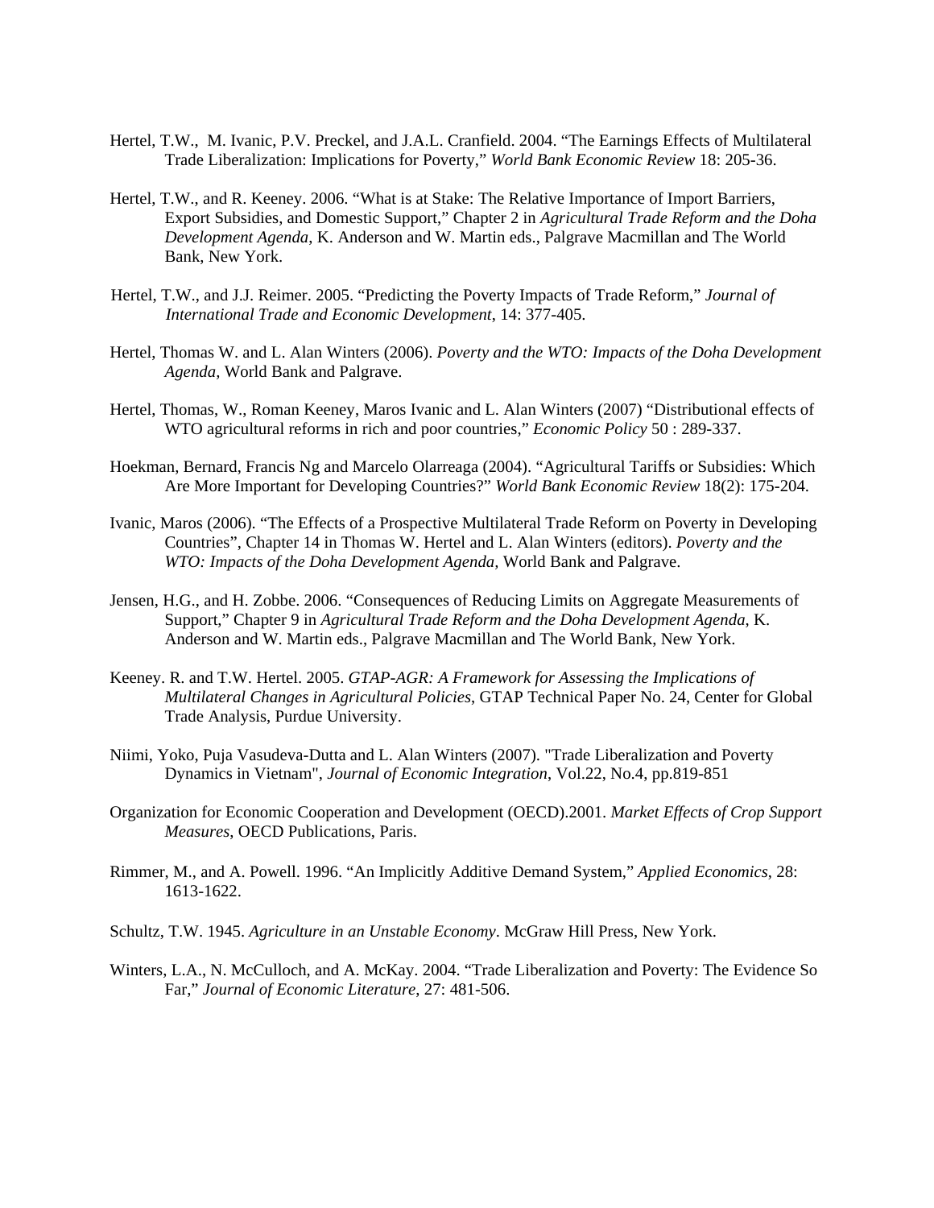Hertel, T.W., M. Ivanic, P.V. Preckel, and J.A.L. Cranfield. 2004. "The Earnings Effects of Multilateral Trade Liberalization: Implications for Poverty," *World Bank Economic Review* 18: 205-36.

Hertel, T.W., and R. Keeney. 2006. "What is at Stake: The Relative Importance of Import Barriers, Export Subsidies, and Domestic Support," Chapter 2 in *Agricultural Trade Reform and the Doha Development Agenda*, K. Anderson and W. Martin eds., Palgrave Macmillan and The World Bank, New York.

Hertel, T.W., and J.J. Reimer. 2005. "Predicting the Poverty Impacts of Trade Reform," *Journal of International Trade and Economic Development*, 14: 377-405.

Hertel, Thomas W. and L. Alan Winters (2006). *Poverty and the WTO: Impacts of the Doha Development Agenda,* World Bank and Palgrave.

Hertel, Thomas, W., Roman Keeney, Maros Ivanic and L. Alan Winters (2007) "Distributional effects of WTO agricultural reforms in rich and poor countries," *Economic Policy* 50 : 289-337.

Hoekman, Bernard, Francis Ng and Marcelo Olarreaga (2004). "Agricultural Tariffs or Subsidies: Which Are More Important for Developing Countries?" *World Bank Economic Review* 18(2): 175-204.

Ivanic, Maros (2006). "The Effects of a Prospective Multilateral Trade Reform on Poverty in Developing Countries", Chapter 14 in Thomas W. Hertel and L. Alan Winters (editors). *Poverty and the WTO: Impacts of the Doha Development Agenda*, World Bank and Palgrave.

Jensen, H.G., and H. Zobbe. 2006. "Consequences of Reducing Limits on Aggregate Measurements of Support," Chapter 9 in *Agricultural Trade Reform and the Doha Development Agenda*, K. Anderson and W. Martin eds., Palgrave Macmillan and The World Bank, New York.

Keeney. R. and T.W. Hertel. 2005. *GTAP-AGR: A Framework for Assessing the Implications of Multilateral Changes in Agricultural Policies*, GTAP Technical Paper No. 24, Center for Global Trade Analysis, Purdue University.

Niimi, Yoko, Puja Vasudeva-Dutta and L. Alan Winters (2007). "Trade Liberalization and Poverty Dynamics in Vietnam", *Journal of Economic Integration*, Vol.22, No.4, pp.819-851

Organization for Economic Cooperation and Development (OECD).2001. *Market Effects of Crop Support Measures*, OECD Publications, Paris.

Rimmer, M., and A. Powell. 1996. "An Implicitly Additive Demand System," *Applied Economics*, 28: 1613-1622.

Schultz, T.W. 1945. *Agriculture in an Unstable Economy*. McGraw Hill Press, New York.

Winters, L.A., N. McCulloch, and A. McKay. 2004. "Trade Liberalization and Poverty: The Evidence So Far," *Journal of Economic Literature*, 27: 481-506.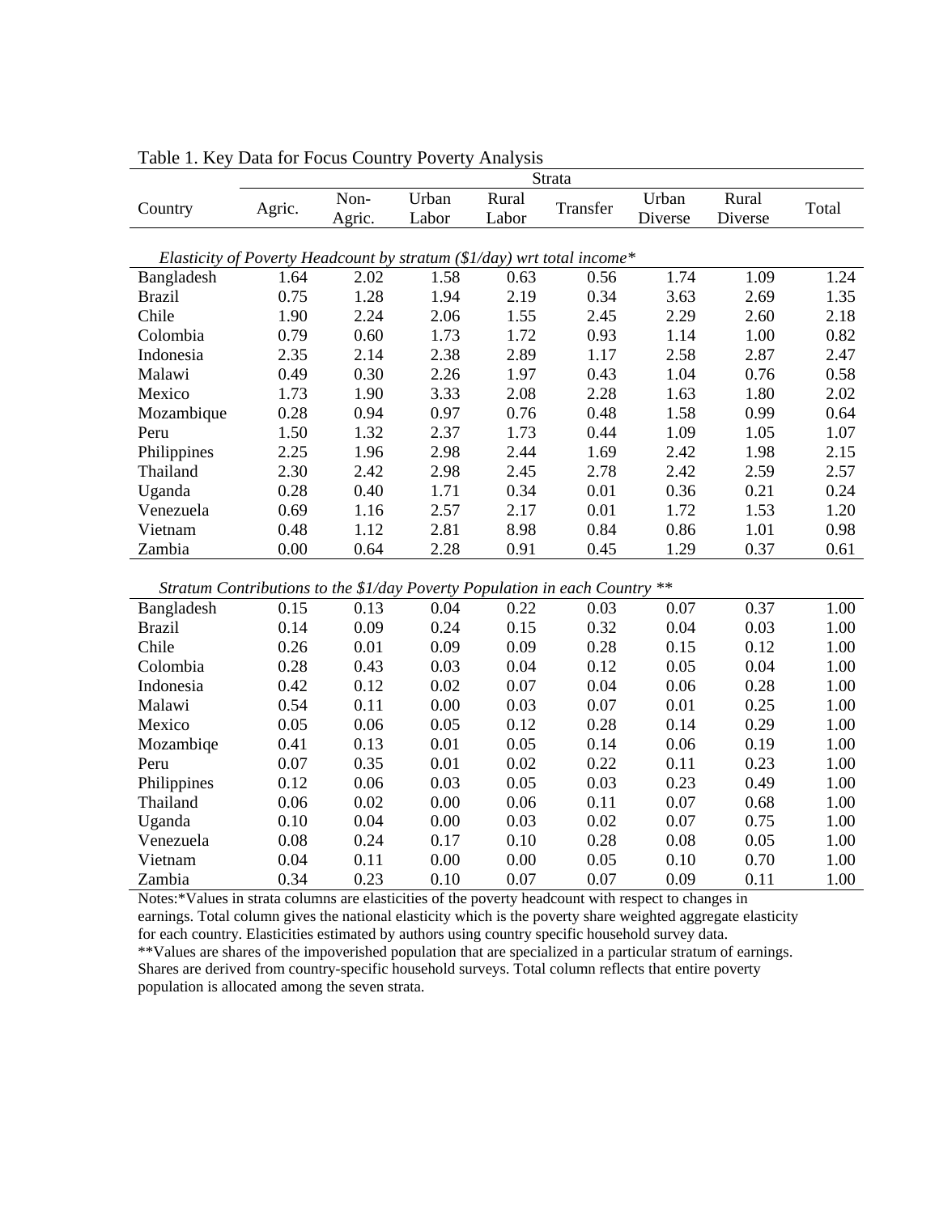Table 1. Key Data for Focus Country Poverty Analysis

| Country | Strata | | | | | | | |
|---|---|---|---|---|---|---|---|---|
| | Agric. | Non-Agric. | Urban Labor | Rural Labor | Transfer | Urban Diverse | Rural Diverse | Total |
| *Elasticity of Poverty Headcount by stratum ($1/day) wrt total income** | | | | | | | | |
| Bangladesh | 1.64 | 2.02 | 1.58 | 0.63 | 0.56 | 1.74 | 1.09 | 1.24 |
| Brazil | 0.75 | 1.28 | 1.94 | 2.19 | 0.34 | 3.63 | 2.69 | 1.35 |
| Chile | 1.90 | 2.24 | 2.06 | 1.55 | 2.45 | 2.29 | 2.60 | 2.18 |
| Colombia | 0.79 | 0.60 | 1.73 | 1.72 | 0.93 | 1.14 | 1.00 | 0.82 |
| Indonesia | 2.35 | 2.14 | 2.38 | 2.89 | 1.17 | 2.58 | 2.87 | 2.47 |
| Malawi | 0.49 | 0.30 | 2.26 | 1.97 | 0.43 | 1.04 | 0.76 | 0.58 |
| Mexico | 1.73 | 1.90 | 3.33 | 2.08 | 2.28 | 1.63 | 1.80 | 2.02 |
| Mozambique | 0.28 | 0.94 | 0.97 | 0.76 | 0.48 | 1.58 | 0.99 | 0.64 |
| Peru | 1.50 | 1.32 | 2.37 | 1.73 | 0.44 | 1.09 | 1.05 | 1.07 |
| Philippines | 2.25 | 1.96 | 2.98 | 2.44 | 1.69 | 2.42 | 1.98 | 2.15 |
| Thailand | 2.30 | 2.42 | 2.98 | 2.45 | 2.78 | 2.42 | 2.59 | 2.57 |
| Uganda | 0.28 | 0.40 | 1.71 | 0.34 | 0.01 | 0.36 | 0.21 | 0.24 |
| Venezuela | 0.69 | 1.16 | 2.57 | 2.17 | 0.01 | 1.72 | 1.53 | 1.20 |
| Vietnam | 0.48 | 1.12 | 2.81 | 8.98 | 0.84 | 0.86 | 1.01 | 0.98 |
| Zambia | 0.00 | 0.64 | 2.28 | 0.91 | 0.45 | 1.29 | 0.37 | 0.61 |
| *Stratum Contributions to the $1/day Poverty Population in each Country *** | | | | | | | | |
| Bangladesh | 0.15 | 0.13 | 0.04 | 0.22 | 0.03 | 0.07 | 0.37 | 1.00 |
| Brazil | 0.14 | 0.09 | 0.24 | 0.15 | 0.32 | 0.04 | 0.03 | 1.00 |
| Chile | 0.26 | 0.01 | 0.09 | 0.09 | 0.28 | 0.15 | 0.12 | 1.00 |
| Colombia | 0.28 | 0.43 | 0.03 | 0.04 | 0.12 | 0.05 | 0.04 | 1.00 |
| Indonesia | 0.42 | 0.12 | 0.02 | 0.07 | 0.04 | 0.06 | 0.28 | 1.00 |
| Malawi | 0.54 | 0.11 | 0.00 | 0.03 | 0.07 | 0.01 | 0.25 | 1.00 |
| Mexico | 0.05 | 0.06 | 0.05 | 0.12 | 0.28 | 0.14 | 0.29 | 1.00 |
| Mozambiqe | 0.41 | 0.13 | 0.01 | 0.05 | 0.14 | 0.06 | 0.19 | 1.00 |
| Peru | 0.07 | 0.35 | 0.01 | 0.02 | 0.22 | 0.11 | 0.23 | 1.00 |
| Philippines | 0.12 | 0.06 | 0.03 | 0.05 | 0.03 | 0.23 | 0.49 | 1.00 |
| Thailand | 0.06 | 0.02 | 0.00 | 0.06 | 0.11 | 0.07 | 0.68 | 1.00 |
| Uganda | 0.10 | 0.04 | 0.00 | 0.03 | 0.02 | 0.07 | 0.75 | 1.00 |
| Venezuela | 0.08 | 0.24 | 0.17 | 0.10 | 0.28 | 0.08 | 0.05 | 1.00 |
| Vietnam | 0.04 | 0.11 | 0.00 | 0.00 | 0.05 | 0.10 | 0.70 | 1.00 |
| Zambia | 0.34 | 0.23 | 0.10 | 0.07 | 0.07 | 0.09 | 0.11 | 1.00 |

Notes:*Values in strata columns are elasticities of the poverty headcount with respect to changes in earnings. Total column gives the national elasticity which is the poverty share weighted aggregate elasticity for each country. Elasticities estimated by authors using country specific household survey data.
**Values are shares of the impoverished population that are specialized in a particular stratum of earnings. Shares are derived from country-specific household surveys. Total column reflects that entire poverty population is allocated among the seven strata.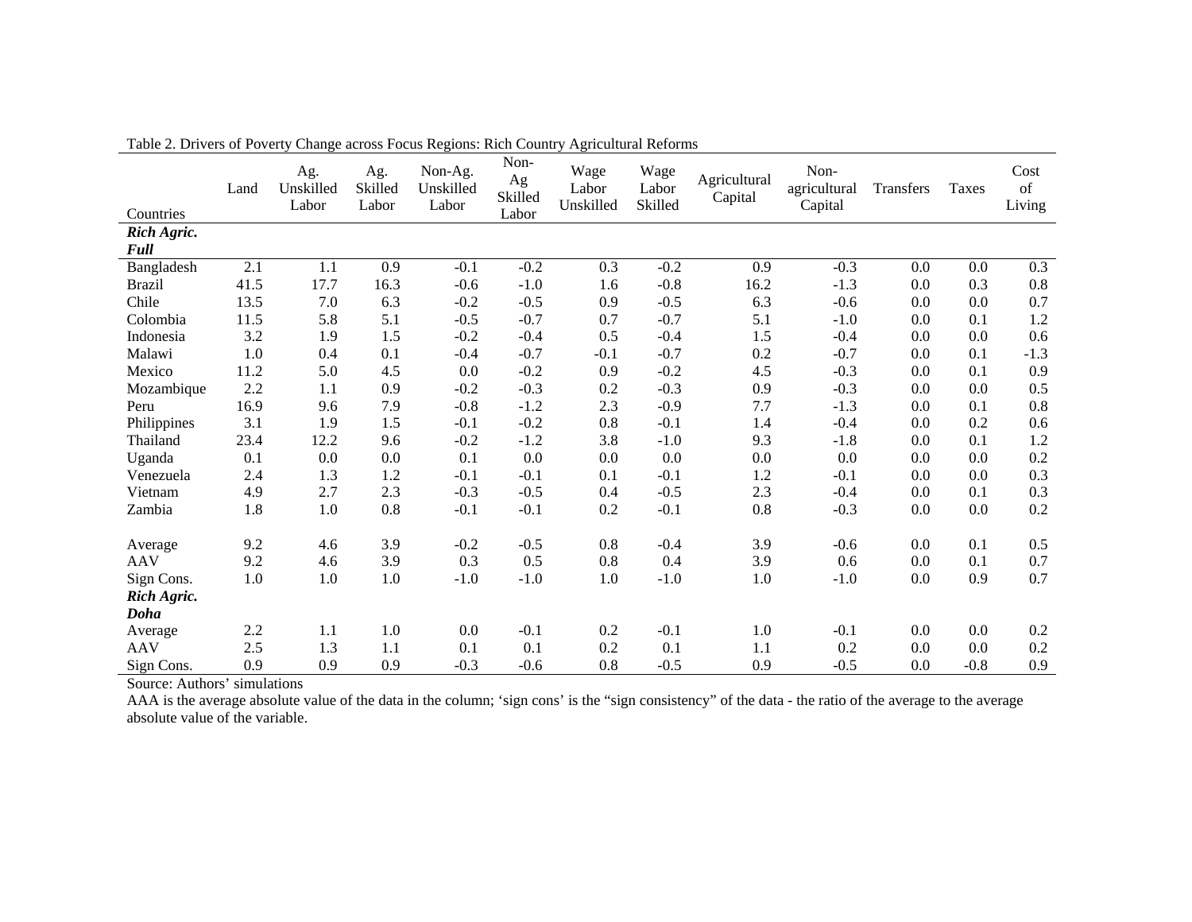Table 2. Drivers of Poverty Change across Focus Regions: Rich Country Agricultural Reforms

| Countries | Land | Ag. Unskilled Labor | Ag. Skilled Labor | Non-Ag. Unskilled Labor | Non-Ag Skilled Labor | Wage Labor Unskilled | Wage Labor Skilled | Agricultural Capital | Non-agricultural Capital | Transfers | Taxes | Cost of Living |
|---|---|---|---|---|---|---|---|---|---|---|---|---|
| ***Rich Agric. Full*** | | | | | | | | | | | | |
| Bangladesh | 2.1 | 1.1 | 0.9 | -0.1 | -0.2 | 0.3 | -0.2 | 0.9 | -0.3 | 0.0 | 0.0 | 0.3 |
| Brazil | 41.5 | 17.7 | 16.3 | -0.6 | -1.0 | 1.6 | -0.8 | 16.2 | -1.3 | 0.0 | 0.3 | 0.8 |
| Chile | 13.5 | 7.0 | 6.3 | -0.2 | -0.5 | 0.9 | -0.5 | 6.3 | -0.6 | 0.0 | 0.0 | 0.7 |
| Colombia | 11.5 | 5.8 | 5.1 | -0.5 | -0.7 | 0.7 | -0.7 | 5.1 | -1.0 | 0.0 | 0.1 | 1.2 |
| Indonesia | 3.2 | 1.9 | 1.5 | -0.2 | -0.4 | 0.5 | -0.4 | 1.5 | -0.4 | 0.0 | 0.0 | 0.6 |
| Malawi | 1.0 | 0.4 | 0.1 | -0.4 | -0.7 | -0.1 | -0.7 | 0.2 | -0.7 | 0.0 | 0.1 | -1.3 |
| Mexico | 11.2 | 5.0 | 4.5 | 0.0 | -0.2 | 0.9 | -0.2 | 4.5 | -0.3 | 0.0 | 0.1 | 0.9 |
| Mozambique | 2.2 | 1.1 | 0.9 | -0.2 | -0.3 | 0.2 | -0.3 | 0.9 | -0.3 | 0.0 | 0.0 | 0.5 |
| Peru | 16.9 | 9.6 | 7.9 | -0.8 | -1.2 | 2.3 | -0.9 | 7.7 | -1.3 | 0.0 | 0.1 | 0.8 |
| Philippines | 3.1 | 1.9 | 1.5 | -0.1 | -0.2 | 0.8 | -0.1 | 1.4 | -0.4 | 0.0 | 0.2 | 0.6 |
| Thailand | 23.4 | 12.2 | 9.6 | -0.2 | -1.2 | 3.8 | -1.0 | 9.3 | -1.8 | 0.0 | 0.1 | 1.2 |
| Uganda | 0.1 | 0.0 | 0.0 | 0.1 | 0.0 | 0.0 | 0.0 | 0.0 | 0.0 | 0.0 | 0.0 | 0.2 |
| Venezuela | 2.4 | 1.3 | 1.2 | -0.1 | -0.1 | 0.1 | -0.1 | 1.2 | -0.1 | 0.0 | 0.0 | 0.3 |
| Vietnam | 4.9 | 2.7 | 2.3 | -0.3 | -0.5 | 0.4 | -0.5 | 2.3 | -0.4 | 0.0 | 0.1 | 0.3 |
| Zambia | 1.8 | 1.0 | 0.8 | -0.1 | -0.1 | 0.2 | -0.1 | 0.8 | -0.3 | 0.0 | 0.0 | 0.2 |
| Average | 9.2 | 4.6 | 3.9 | -0.2 | -0.5 | 0.8 | -0.4 | 3.9 | -0.6 | 0.0 | 0.1 | 0.5 |
| AAV | 9.2 | 4.6 | 3.9 | 0.3 | 0.5 | 0.8 | 0.4 | 3.9 | 0.6 | 0.0 | 0.1 | 0.7 |
| Sign Cons. | 1.0 | 1.0 | 1.0 | -1.0 | -1.0 | 1.0 | -1.0 | 1.0 | -1.0 | 0.0 | 0.9 | 0.7 |
| ***Rich Agric. Doha*** | | | | | | | | | | | | |
| Average | 2.2 | 1.1 | 1.0 | 0.0 | -0.1 | 0.2 | -0.1 | 1.0 | -0.1 | 0.0 | 0.0 | 0.2 |
| AAV | 2.5 | 1.3 | 1.1 | 0.1 | 0.1 | 0.2 | 0.1 | 1.1 | 0.2 | 0.0 | 0.0 | 0.2 |
| Sign Cons. | 0.9 | 0.9 | 0.9 | -0.3 | -0.6 | 0.8 | -0.5 | 0.9 | -0.5 | 0.0 | -0.8 | 0.9 |

Source: Authors' simulations

AAA is the average absolute value of the data in the column; 'sign cons' is the "sign consistency" of the data - the ratio of the average to the average absolute value of the variable.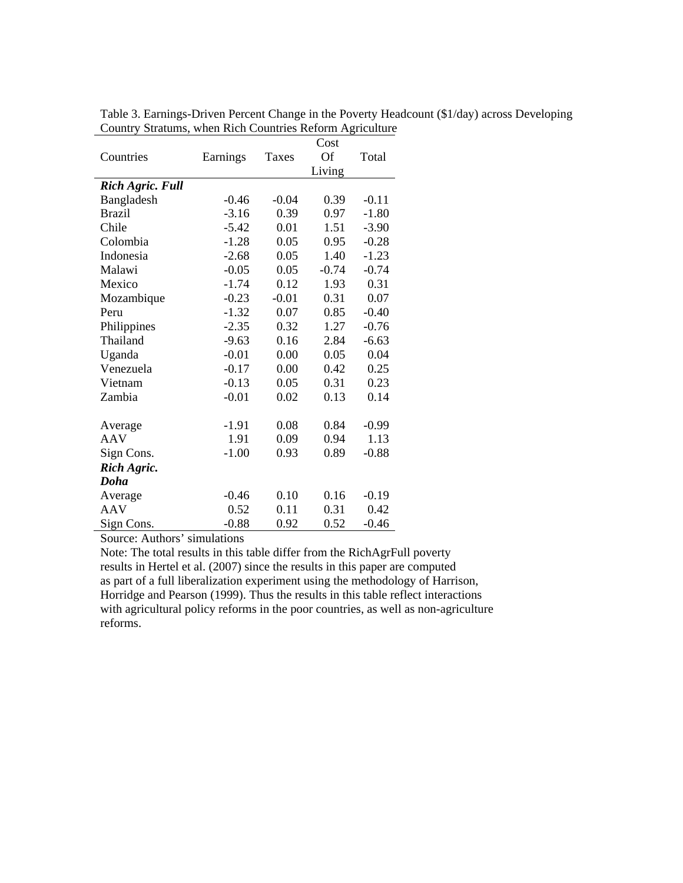Table 3. Earnings-Driven Percent Change in the Poverty Headcount ($1/day) across Developing Country Stratums, when Rich Countries Reform Agriculture

| Countries | Earnings | Taxes | Cost Of Living | Total |
|---|---|---|---|---|
| ***Rich Agric. Full*** | | | | |
| Bangladesh | -0.46 | -0.04 | 0.39 | -0.11 |
| Brazil | -3.16 | 0.39 | 0.97 | -1.80 |
| Chile | -5.42 | 0.01 | 1.51 | -3.90 |
| Colombia | -1.28 | 0.05 | 0.95 | -0.28 |
| Indonesia | -2.68 | 0.05 | 1.40 | -1.23 |
| Malawi | -0.05 | 0.05 | -0.74 | -0.74 |
| Mexico | -1.74 | 0.12 | 1.93 | 0.31 |
| Mozambique | -0.23 | -0.01 | 0.31 | 0.07 |
| Peru | -1.32 | 0.07 | 0.85 | -0.40 |
| Philippines | -2.35 | 0.32 | 1.27 | -0.76 |
| Thailand | -9.63 | 0.16 | 2.84 | -6.63 |
| Uganda | -0.01 | 0.00 | 0.05 | 0.04 |
| Venezuela | -0.17 | 0.00 | 0.42 | 0.25 |
| Vietnam | -0.13 | 0.05 | 0.31 | 0.23 |
| Zambia | -0.01 | 0.02 | 0.13 | 0.14 |
| | | | | |
| Average | -1.91 | 0.08 | 0.84 | -0.99 |
| AAV | 1.91 | 0.09 | 0.94 | 1.13 |
| Sign Cons. | -1.00 | 0.93 | 0.89 | -0.88 |
| ***Rich Agric. Doha*** | | | | |
| Average | -0.46 | 0.10 | 0.16 | -0.19 |
| AAV | 0.52 | 0.11 | 0.31 | 0.42 |
| Sign Cons. | -0.88 | 0.92 | 0.52 | -0.46 |

Source: Authors' simulations

Note: The total results in this table differ from the RichAgrFull poverty results in Hertel et al. (2007) since the results in this paper are computed as part of a full liberalization experiment using the methodology of Harrison, Horridge and Pearson (1999). Thus the results in this table reflect interactions with agricultural policy reforms in the poor countries, as well as non-agriculture reforms.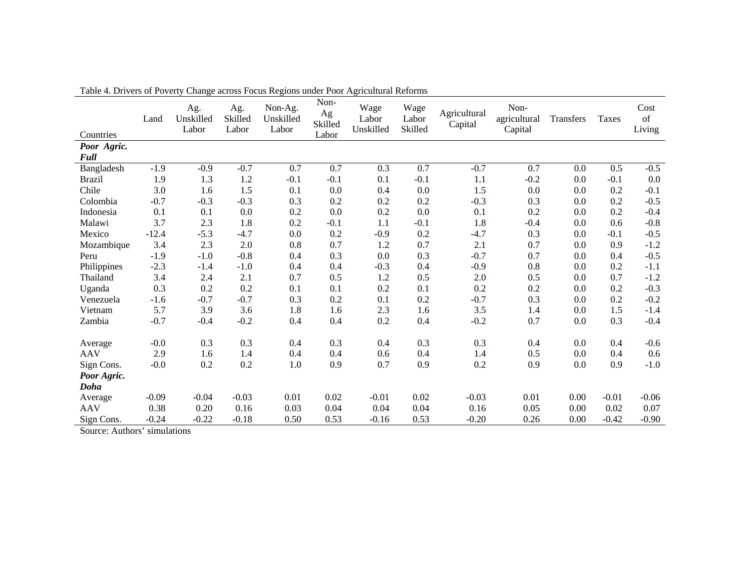Table 4. Drivers of Poverty Change across Focus Regions under Poor Agricultural Reforms

| Countries | Land | Ag. Unskilled Labor | Ag. Skilled Labor | Non-Ag. Unskilled Labor | Non-Ag Skilled Labor | Wage Labor Unskilled | Wage Labor Skilled | Agricultural Capital | Non-agricultural Capital | Transfers | Taxes | Cost of Living |
|---|---|---|---|---|---|---|---|---|---|---|---|---|
| ***Poor Agric. Full*** | | | | | | | | | | | | |
| Bangladesh | -1.9 | -0.9 | -0.7 | 0.7 | 0.7 | 0.3 | 0.7 | -0.7 | 0.7 | 0.0 | 0.5 | -0.5 |
| Brazil | 1.9 | 1.3 | 1.2 | -0.1 | -0.1 | 0.1 | -0.1 | 1.1 | -0.2 | 0.0 | -0.1 | 0.0 |
| Chile | 3.0 | 1.6 | 1.5 | 0.1 | 0.0 | 0.4 | 0.0 | 1.5 | 0.0 | 0.0 | 0.2 | -0.1 |
| Colombia | -0.7 | -0.3 | -0.3 | 0.3 | 0.2 | 0.2 | 0.2 | -0.3 | 0.3 | 0.0 | 0.2 | -0.5 |
| Indonesia | 0.1 | 0.1 | 0.0 | 0.2 | 0.0 | 0.2 | 0.0 | 0.1 | 0.2 | 0.0 | 0.2 | -0.4 |
| Malawi | 3.7 | 2.3 | 1.8 | 0.2 | -0.1 | 1.1 | -0.1 | 1.8 | -0.4 | 0.0 | 0.6 | -0.8 |
| Mexico | -12.4 | -5.3 | -4.7 | 0.0 | 0.2 | -0.9 | 0.2 | -4.7 | 0.3 | 0.0 | -0.1 | -0.5 |
| Mozambique | 3.4 | 2.3 | 2.0 | 0.8 | 0.7 | 1.2 | 0.7 | 2.1 | 0.7 | 0.0 | 0.9 | -1.2 |
| Peru | -1.9 | -1.0 | -0.8 | 0.4 | 0.3 | 0.0 | 0.3 | -0.7 | 0.7 | 0.0 | 0.4 | -0.5 |
| Philippines | -2.3 | -1.4 | -1.0 | 0.4 | 0.4 | -0.3 | 0.4 | -0.9 | 0.8 | 0.0 | 0.2 | -1.1 |
| Thailand | 3.4 | 2.4 | 2.1 | 0.7 | 0.5 | 1.2 | 0.5 | 2.0 | 0.5 | 0.0 | 0.7 | -1.2 |
| Uganda | 0.3 | 0.2 | 0.2 | 0.1 | 0.1 | 0.2 | 0.1 | 0.2 | 0.2 | 0.0 | 0.2 | -0.3 |
| Venezuela | -1.6 | -0.7 | -0.7 | 0.3 | 0.2 | 0.1 | 0.2 | -0.7 | 0.3 | 0.0 | 0.2 | -0.2 |
| Vietnam | 5.7 | 3.9 | 3.6 | 1.8 | 1.6 | 2.3 | 1.6 | 3.5 | 1.4 | 0.0 | 1.5 | -1.4 |
| Zambia | -0.7 | -0.4 | -0.2 | 0.4 | 0.4 | 0.2 | 0.4 | -0.2 | 0.7 | 0.0 | 0.3 | -0.4 |
| | | | | | | | | | | | | |
| Average | -0.0 | 0.3 | 0.3 | 0.4 | 0.3 | 0.4 | 0.3 | 0.3 | 0.4 | 0.0 | 0.4 | -0.6 |
| AAV | 2.9 | 1.6 | 1.4 | 0.4 | 0.4 | 0.6 | 0.4 | 1.4 | 0.5 | 0.0 | 0.4 | 0.6 |
| Sign Cons. | -0.0 | 0.2 | 0.2 | 1.0 | 0.9 | 0.7 | 0.9 | 0.2 | 0.9 | 0.0 | 0.9 | -1.0 |
| ***Poor Agric. Doha*** | | | | | | | | | | | | |
| Average | -0.09 | -0.04 | -0.03 | 0.01 | 0.02 | -0.01 | 0.02 | -0.03 | 0.01 | 0.00 | -0.01 | -0.06 |
| AAV | 0.38 | 0.20 | 0.16 | 0.03 | 0.04 | 0.04 | 0.04 | 0.16 | 0.05 | 0.00 | 0.02 | 0.07 |
| Sign Cons. | -0.24 | -0.22 | -0.18 | 0.50 | 0.53 | -0.16 | 0.53 | -0.20 | 0.26 | 0.00 | -0.42 | -0.90 |

Source: Authors' simulations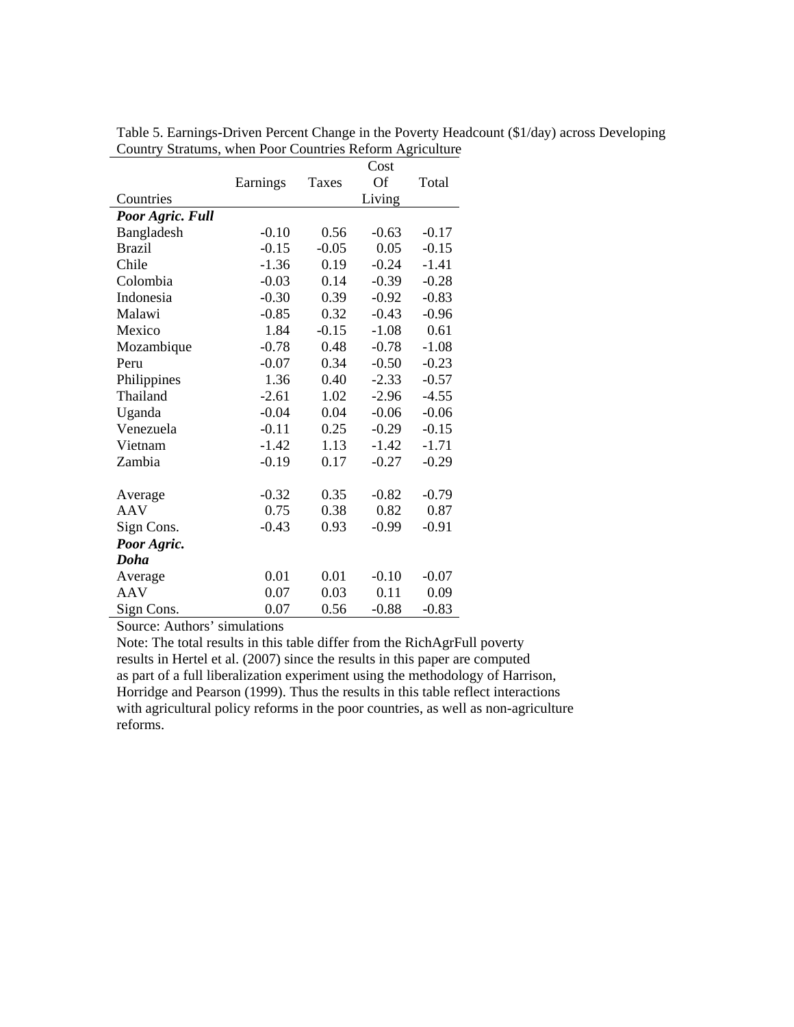Table 5. Earnings-Driven Percent Change in the Poverty Headcount ($1/day) across Developing Country Stratums, when Poor Countries Reform Agriculture

| Countries | Earnings | Taxes | Cost Of Living | Total |
|---|---|---|---|---|
| ***Poor Agric. Full*** | | | | |
| Bangladesh | -0.10 | 0.56 | -0.63 | -0.17 |
| Brazil | -0.15 | -0.05 | 0.05 | -0.15 |
| Chile | -1.36 | 0.19 | -0.24 | -1.41 |
| Colombia | -0.03 | 0.14 | -0.39 | -0.28 |
| Indonesia | -0.30 | 0.39 | -0.92 | -0.83 |
| Malawi | -0.85 | 0.32 | -0.43 | -0.96 |
| Mexico | 1.84 | -0.15 | -1.08 | 0.61 |
| Mozambique | -0.78 | 0.48 | -0.78 | -1.08 |
| Peru | -0.07 | 0.34 | -0.50 | -0.23 |
| Philippines | 1.36 | 0.40 | -2.33 | -0.57 |
| Thailand | -2.61 | 1.02 | -2.96 | -4.55 |
| Uganda | -0.04 | 0.04 | -0.06 | -0.06 |
| Venezuela | -0.11 | 0.25 | -0.29 | -0.15 |
| Vietnam | -1.42 | 1.13 | -1.42 | -1.71 |
| Zambia | -0.19 | 0.17 | -0.27 | -0.29 |
| | | | | |
| Average | -0.32 | 0.35 | -0.82 | -0.79 |
| AAV | 0.75 | 0.38 | 0.82 | 0.87 |
| Sign Cons. | -0.43 | 0.93 | -0.99 | -0.91 |
| ***Poor Agric. Doha*** | | | | |
| Average | 0.01 | 0.01 | -0.10 | -0.07 |
| AAV | 0.07 | 0.03 | 0.11 | 0.09 |
| Sign Cons. | 0.07 | 0.56 | -0.88 | -0.83 |

Source: Authors' simulations

Note: The total results in this table differ from the RichAgrFull poverty results in Hertel et al. (2007) since the results in this paper are computed as part of a full liberalization experiment using the methodology of Harrison, Horridge and Pearson (1999). Thus the results in this table reflect interactions with agricultural policy reforms in the poor countries, as well as non-agriculture reforms.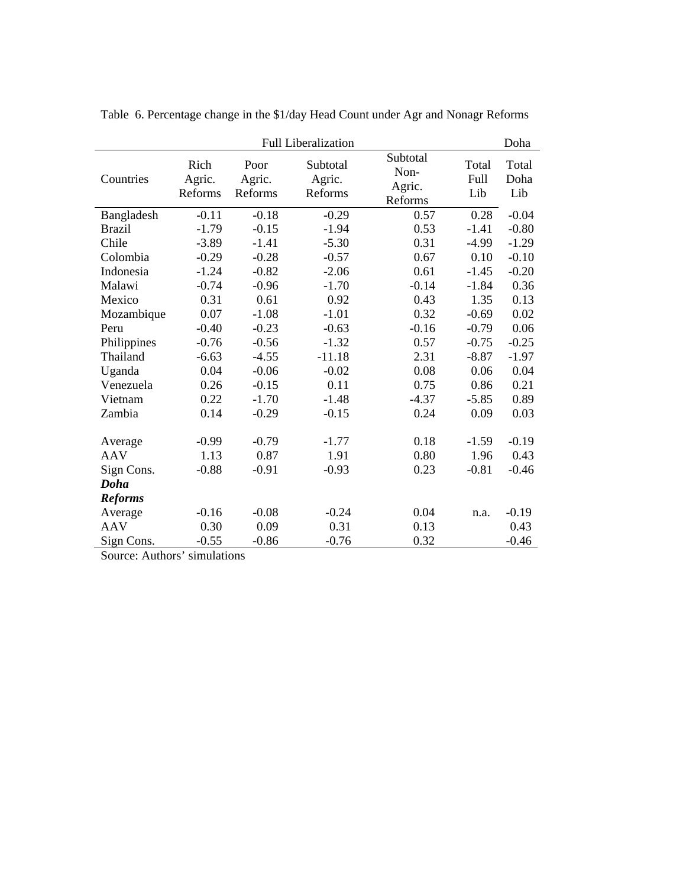Table 6. Percentage change in the $1/day Head Count under Agr and Nonagr Reforms

| | Full Liberalization | | | | | Doha |
|---|---|---|---|---|---|---|
| Countries | Rich Agric. Reforms | Poor Agric. Reforms | Subtotal Agric. Reforms | Subtotal Non-Agric. Reforms | Total Full Lib | Total Doha Lib |
| Bangladesh | -0.11 | -0.18 | -0.29 | 0.57 | 0.28 | -0.04 |
| Brazil | -1.79 | -0.15 | -1.94 | 0.53 | -1.41 | -0.80 |
| Chile | -3.89 | -1.41 | -5.30 | 0.31 | -4.99 | -1.29 |
| Colombia | -0.29 | -0.28 | -0.57 | 0.67 | 0.10 | -0.10 |
| Indonesia | -1.24 | -0.82 | -2.06 | 0.61 | -1.45 | -0.20 |
| Malawi | -0.74 | -0.96 | -1.70 | -0.14 | -1.84 | 0.36 |
| Mexico | 0.31 | 0.61 | 0.92 | 0.43 | 1.35 | 0.13 |
| Mozambique | 0.07 | -1.08 | -1.01 | 0.32 | -0.69 | 0.02 |
| Peru | -0.40 | -0.23 | -0.63 | -0.16 | -0.79 | 0.06 |
| Philippines | -0.76 | -0.56 | -1.32 | 0.57 | -0.75 | -0.25 |
| Thailand | -6.63 | -4.55 | -11.18 | 2.31 | -8.87 | -1.97 |
| Uganda | 0.04 | -0.06 | -0.02 | 0.08 | 0.06 | 0.04 |
| Venezuela | 0.26 | -0.15 | 0.11 | 0.75 | 0.86 | 0.21 |
| Vietnam | 0.22 | -1.70 | -1.48 | -4.37 | -5.85 | 0.89 |
| Zambia | 0.14 | -0.29 | -0.15 | 0.24 | 0.09 | 0.03 |
| | | | | | | |
| Average | -0.99 | -0.79 | -1.77 | 0.18 | -1.59 | -0.19 |
| AAV | 1.13 | 0.87 | 1.91 | 0.80 | 1.96 | 0.43 |
| Sign Cons. | -0.88 | -0.91 | -0.93 | 0.23 | -0.81 | -0.46 |
| ***Doha Reforms*** | | | | | | |
| Average | -0.16 | -0.08 | -0.24 | 0.04 | n.a. | -0.19 |
| AAV | 0.30 | 0.09 | 0.31 | 0.13 | | 0.43 |
| Sign Cons. | -0.55 | -0.86 | -0.76 | 0.32 | | -0.46 |

Source: Authors' simulations